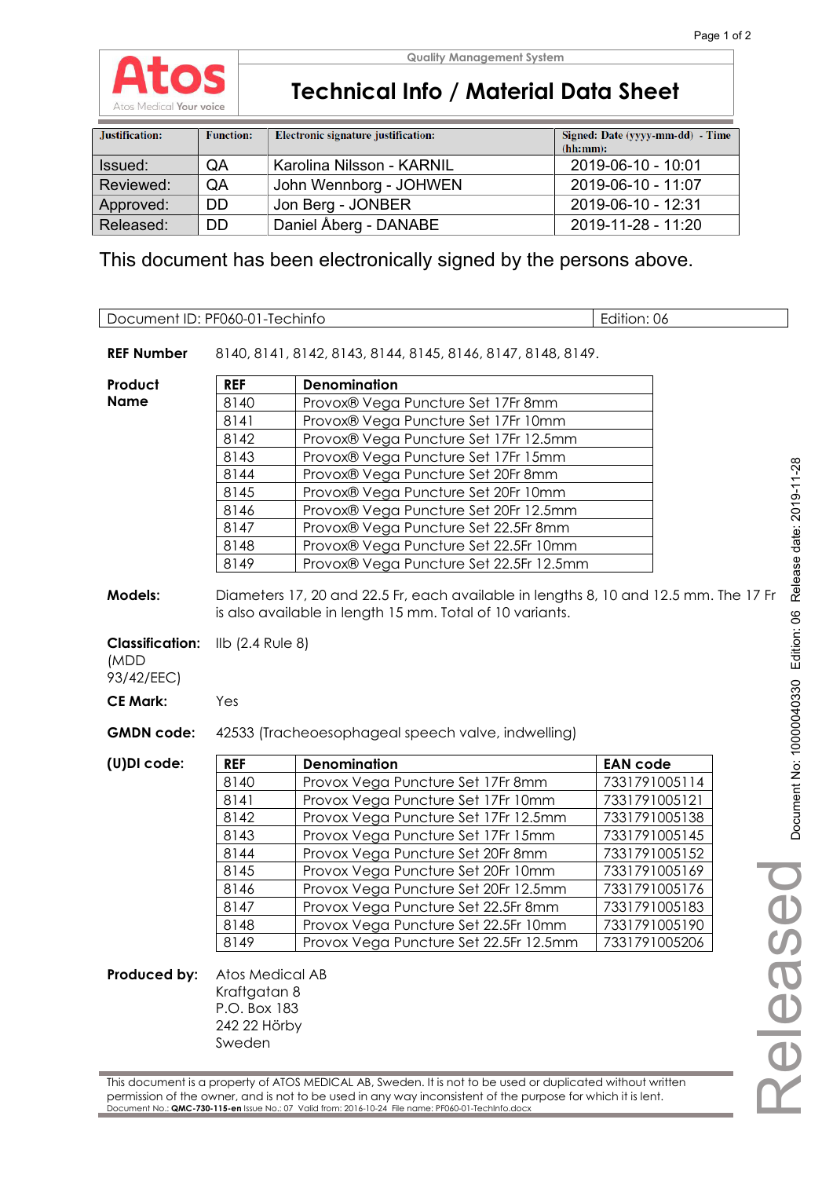Atos Medical Your voice

Quality Management System

# Technical Info / Material Data Sheet

| Justification: | Function: | Electronic signature justification: | Signed: Date (yyyy-mm-dd) - Time (hh:mm): |
|---|---|---|---|
| Issued: | QA | Karolina Nilsson - KARNIL | 2019-06-10 - 10:01 |
| Reviewed: | QA | John Wennborg - JOHWEN | 2019-06-10 - 11:07 |
| Approved: | DD | Jon Berg - JONBER | 2019-06-10 - 12:31 |
| Released: | DD | Daniel Åberg - DANABE | 2019-11-28 - 11:20 |

This document has been electronically signed by the persons above.

| Document ID: PF060-01-Techinfo | Edition: 06 |
|---|---|

**REF Number** 8140, 8141, 8142, 8143, 8144, 8145, 8146, 8147, 8148, 8149.

**Product Name**

| REF | Denomination |
|---|---|
| 8140 | Provox® Vega Puncture Set 17Fr 8mm |
| 8141 | Provox® Vega Puncture Set 17Fr 10mm |
| 8142 | Provox® Vega Puncture Set 17Fr 12.5mm |
| 8143 | Provox® Vega Puncture Set 17Fr 15mm |
| 8144 | Provox® Vega Puncture Set 20Fr 8mm |
| 8145 | Provox® Vega Puncture Set 20Fr 10mm |
| 8146 | Provox® Vega Puncture Set 20Fr 12.5mm |
| 8147 | Provox® Vega Puncture Set 22.5Fr 8mm |
| 8148 | Provox® Vega Puncture Set 22.5Fr 10mm |
| 8149 | Provox® Vega Puncture Set 22.5Fr 12.5mm |

**Models:** Diameters 17, 20 and 22.5 Fr, each available in lengths 8, 10 and 12.5 mm. The 17 Fr is also available in length 15 mm. Total of 10 variants.

**Classification:** (MDD 93/42/EEC) IIb (2.4 Rule 8)

**CE Mark:** Yes

**GMDN code:** 42533 (Tracheoesophageal speech valve, indwelling)

**(U)DI code:**

| REF | Denomination | EAN code |
|---|---|---|
| 8140 | Provox Vega Puncture Set 17Fr 8mm | 7331791005114 |
| 8141 | Provox Vega Puncture Set 17Fr 10mm | 7331791005121 |
| 8142 | Provox Vega Puncture Set 17Fr 12.5mm | 7331791005138 |
| 8143 | Provox Vega Puncture Set 17Fr 15mm | 7331791005145 |
| 8144 | Provox Vega Puncture Set 20Fr 8mm | 7331791005152 |
| 8145 | Provox Vega Puncture Set 20Fr 10mm | 7331791005169 |
| 8146 | Provox Vega Puncture Set 20Fr 12.5mm | 7331791005176 |
| 8147 | Provox Vega Puncture Set 22.5Fr 8mm | 7331791005183 |
| 8148 | Provox Vega Puncture Set 22.5Fr 10mm | 7331791005190 |
| 8149 | Provox Vega Puncture Set 22.5Fr 12.5mm | 7331791005206 |

**Produced by:** Atos Medical AB
Kraftgatan 8
P.O. Box 183
242 22 Hörby
Sweden

This document is a property of ATOS MEDICAL AB, Sweden. It is not to be used or duplicated without written permission of the owner, and is not to be used in any way inconsistent of the purpose for which it is lent.
Document No.: **QMC-730-115-en** Issue No.: 07 Valid from: 2016-10-24 File name: PF060-01-TechInfo.docx

Document No: 10000040330 Edition: 06 Release date: 2019-11-28

Released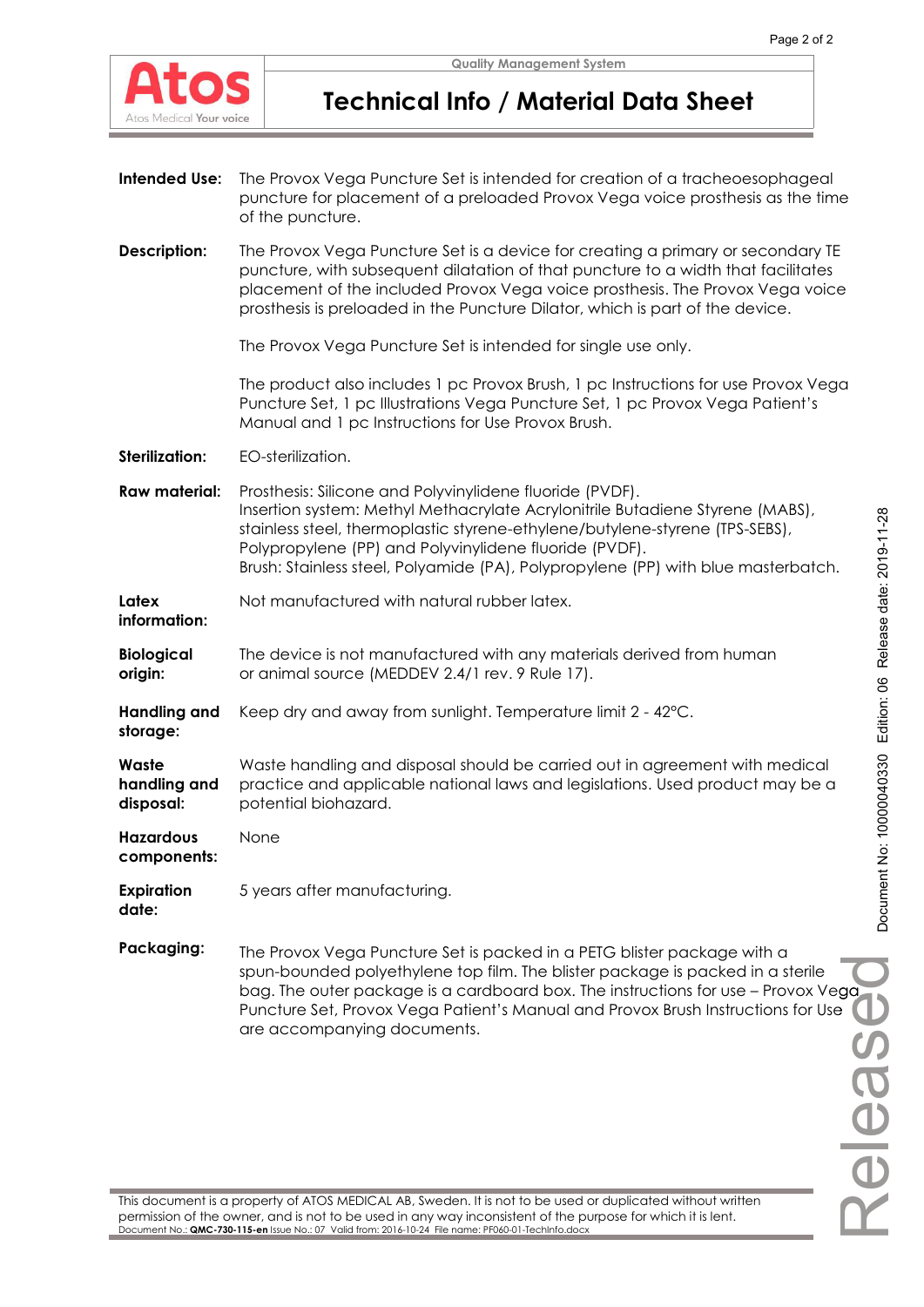# Technical Info / Material Data Sheet

**Intended Use:** The Provox Vega Puncture Set is intended for creation of a tracheoesophageal puncture for placement of a preloaded Provox Vega voice prosthesis as the time of the puncture.

**Description:** The Provox Vega Puncture Set is a device for creating a primary or secondary TE puncture, with subsequent dilatation of that puncture to a width that facilitates placement of the included Provox Vega voice prosthesis. The Provox Vega voice prosthesis is preloaded in the Puncture Dilator, which is part of the device.

The Provox Vega Puncture Set is intended for single use only.

The product also includes 1 pc Provox Brush, 1 pc Instructions for use Provox Vega Puncture Set, 1 pc Illustrations Vega Puncture Set, 1 pc Provox Vega Patient's Manual and 1 pc Instructions for Use Provox Brush.

**Sterilization:** EO-sterilization.

**Raw material:** Prosthesis: Silicone and Polyvinylidene fluoride (PVDF).
Insertion system: Methyl Methacrylate Acrylonitrile Butadiene Styrene (MABS), stainless steel, thermoplastic styrene-ethylene/butylene-styrene (TPS-SEBS), Polypropylene (PP) and Polyvinylidene fluoride (PVDF).
Brush: Stainless steel, Polyamide (PA), Polypropylene (PP) with blue masterbatch.

**Latex information:** Not manufactured with natural rubber latex.

**Biological origin:** The device is not manufactured with any materials derived from human or animal source (MEDDEV 2.4/1 rev. 9 Rule 17).

**Handling and storage:** Keep dry and away from sunlight. Temperature limit 2 - 42°C.

**Waste handling and disposal:** Waste handling and disposal should be carried out in agreement with medical practice and applicable national laws and legislations. Used product may be a potential biohazard.

**Hazardous components:** None

**Expiration date:** 5 years after manufacturing.

**Packaging:** The Provox Vega Puncture Set is packed in a PETG blister package with a spun-bounded polyethylene top film. The blister package is packed in a sterile bag. The outer package is a cardboard box. The instructions for use – Provox Vega Puncture Set, Provox Vega Patient's Manual and Provox Brush Instructions for Use are accompanying documents.

This document is a property of ATOS MEDICAL AB, Sweden. It is not to be used or duplicated without written permission of the owner, and is not to be used in any way inconsistent of the purpose for which it is lent.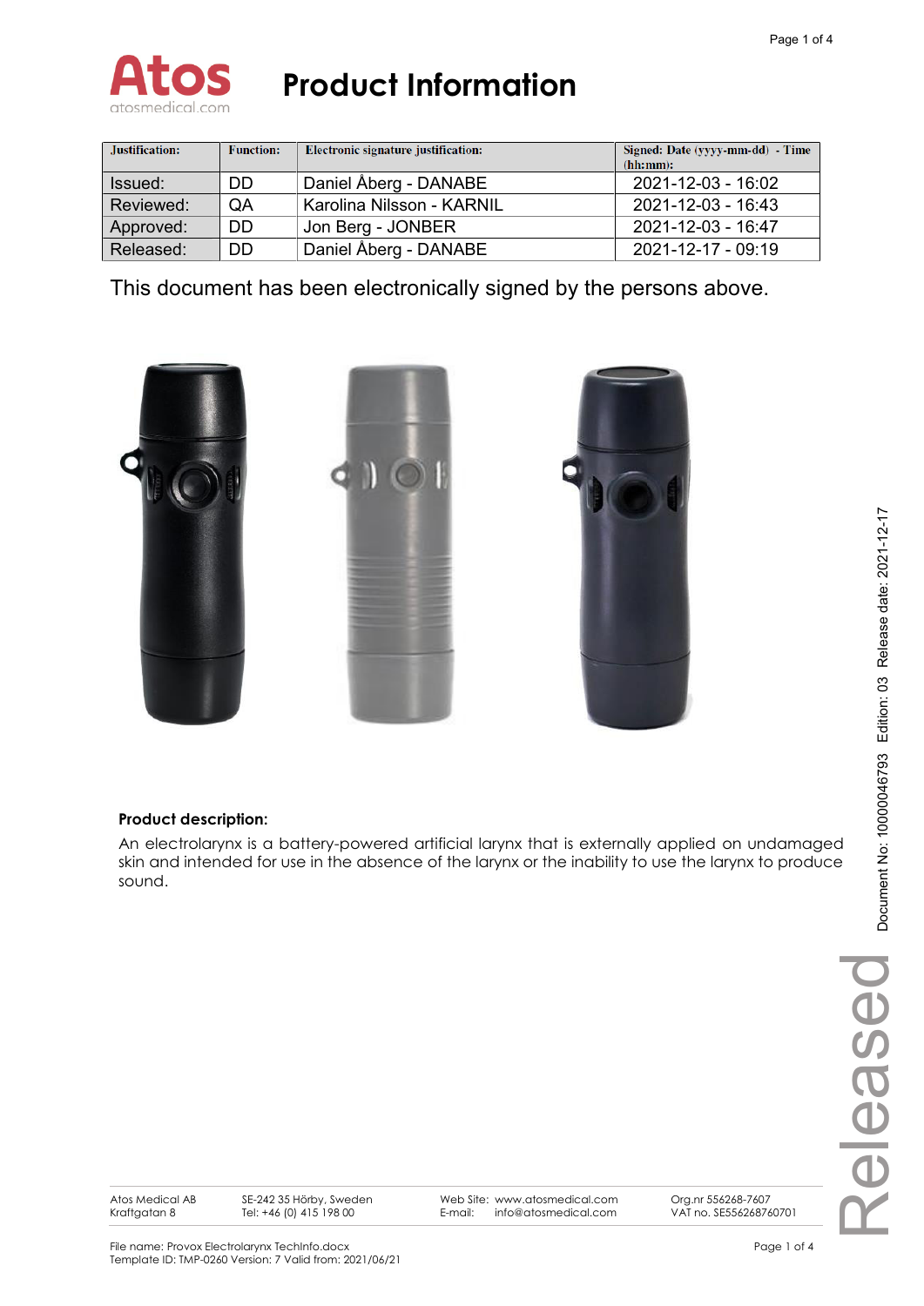# Product Information

| Justification: | Function: | Electronic signature justification: | Signed: Date (yyyy-mm-dd) - Time (hh:mm): |
|---|---|---|---|
| Issued: | DD | Daniel Åberg - DANABE | 2021-12-03 - 16:02 |
| Reviewed: | QA | Karolina Nilsson - KARNIL | 2021-12-03 - 16:43 |
| Approved: | DD | Jon Berg - JONBER | 2021-12-03 - 16:47 |
| Released: | DD | Daniel Åberg - DANABE | 2021-12-17 - 09:19 |

This document has been electronically signed by the persons above.

Document No: 10000046793 Edition: 03 Release date: 2021-12-17

**Product description:**

An electrolarynx is a battery-powered artificial larynx that is externally applied on undamaged skin and intended for use in the absence of the larynx or the inability to use the larynx to produce sound.

Released

Atos Medical AB
Kraftgatan 8

SE-242 35 Hörby, Sweden
Tel: +46 (0) 415 198 00

Web Site: www.atosmedical.com
E-mail: info@atosmedical.com

Org.nr 556268-7607
VAT no. SE556268760701

File name: Provox Electrolarynx TechInfo.docx
Template ID: TMP-0260 Version: 7 Valid from: 2021/06/21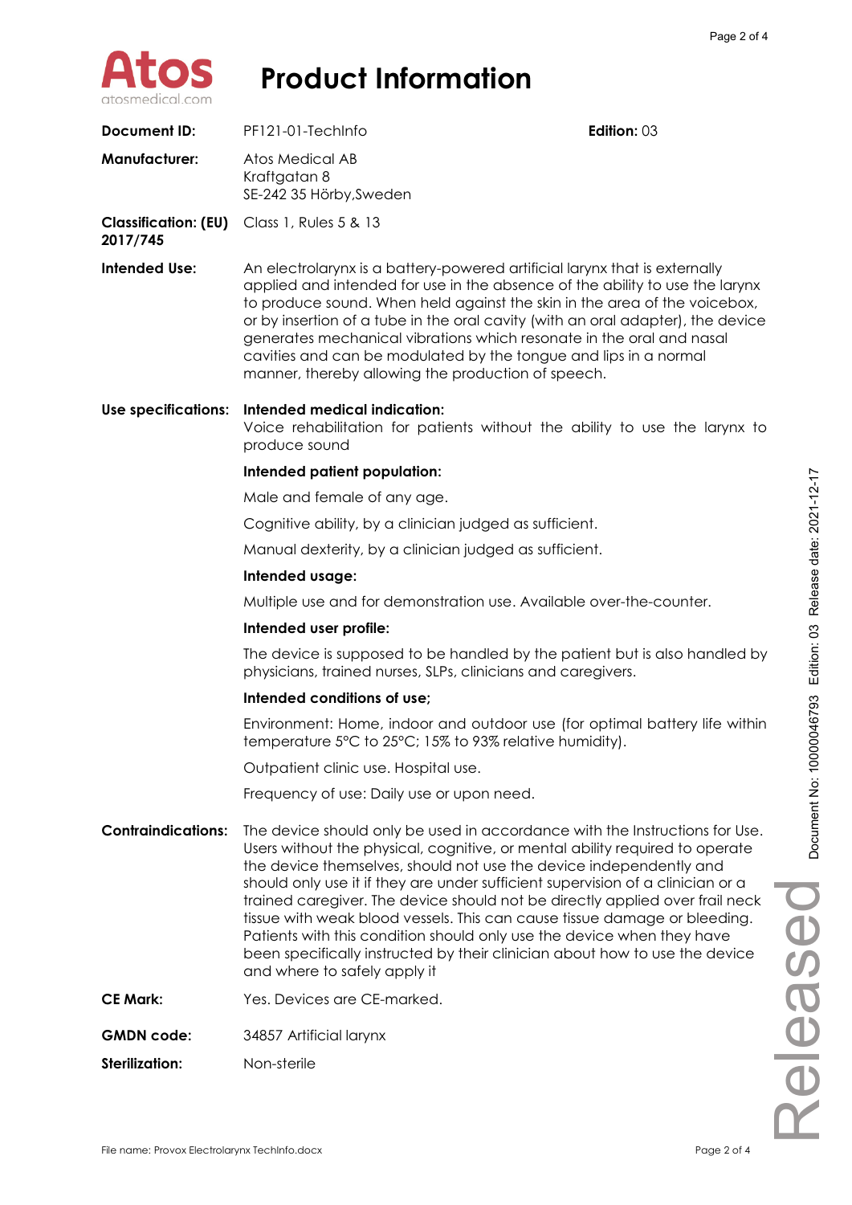# Product Information

| | | |
|---|---|---|
| **Document ID:** | PF121-01-TechInfo | **Edition:** 03 |
| **Manufacturer:** | Atos Medical AB<br>Kraftgatan 8<br>SE-242 35 Hörby,Sweden | |
| **Classification: (EU) 2017/745** | Class 1, Rules 5 & 13 | |

**Intended Use:** An electrolarynx is a battery-powered artificial larynx that is externally applied and intended for use in the absence of the ability to use the larynx to produce sound. When held against the skin in the area of the voicebox, or by insertion of a tube in the oral cavity (with an oral adapter), the device generates mechanical vibrations which resonate in the oral and nasal cavities and can be modulated by the tongue and lips in a normal manner, thereby allowing the production of speech.

**Use specifications:**

**Intended medical indication:**
Voice rehabilitation for patients without the ability to use the larynx to produce sound

**Intended patient population:**

Male and female of any age.

Cognitive ability, by a clinician judged as sufficient.

Manual dexterity, by a clinician judged as sufficient.

**Intended usage:**

Multiple use and for demonstration use. Available over-the-counter.

**Intended user profile:**

The device is supposed to be handled by the patient but is also handled by physicians, trained nurses, SLPs, clinicians and caregivers.

**Intended conditions of use;**

Environment: Home, indoor and outdoor use (for optimal battery life within temperature 5°C to 25°C; 15% to 93% relative humidity).

Outpatient clinic use. Hospital use.

Frequency of use: Daily use or upon need.

**Contraindications:** The device should only be used in accordance with the Instructions for Use. Users without the physical, cognitive, or mental ability required to operate the device themselves, should not use the device independently and should only use it if they are under sufficient supervision of a clinician or a trained caregiver. The device should not be directly applied over frail neck tissue with weak blood vessels. This can cause tissue damage or bleeding. Patients with this condition should only use the device when they have been specifically instructed by their clinician about how to use the device and where to safely apply it

**CE Mark:** Yes. Devices are CE-marked.

**GMDN code:** 34857 Artificial larynx

**Sterilization:** Non-sterile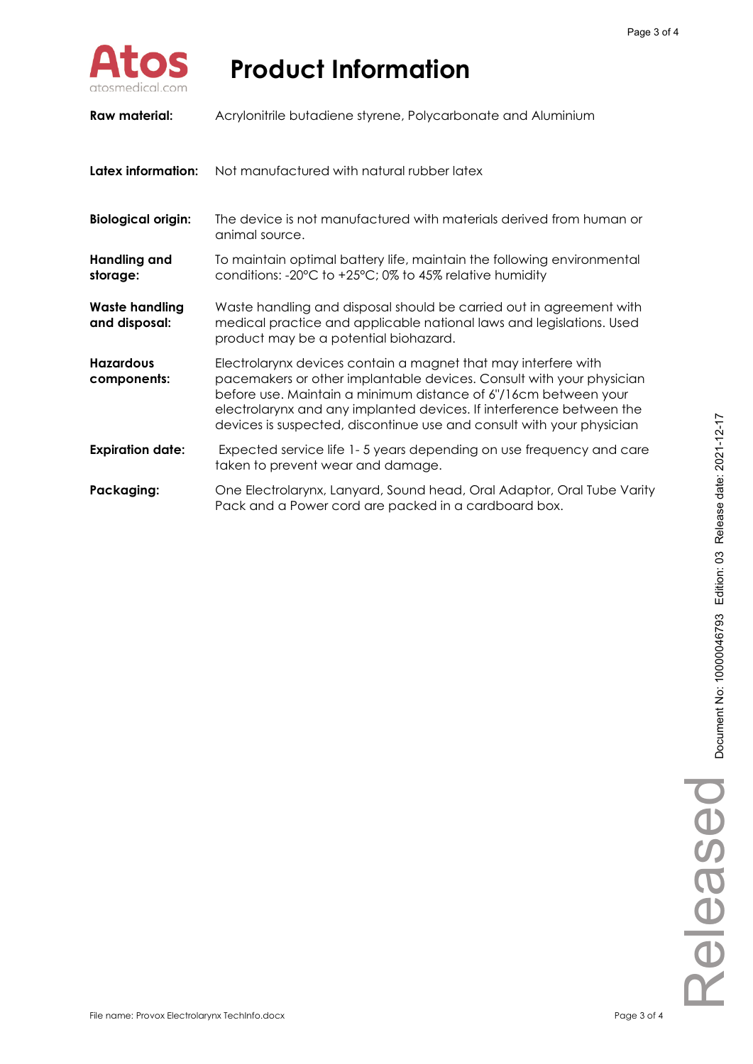# Product Information

| | |
|---|---|
| **Raw material:** | Acrylonitrile butadiene styrene, Polycarbonate and Aluminium |
| **Latex information:** | Not manufactured with natural rubber latex |
| **Biological origin:** | The device is not manufactured with materials derived from human or animal source. |
| **Handling and storage:** | To maintain optimal battery life, maintain the following environmental conditions: -20°C to +25°C; 0% to 45% relative humidity |
| **Waste handling and disposal:** | Waste handling and disposal should be carried out in agreement with medical practice and applicable national laws and legislations. Used product may be a potential biohazard. |
| **Hazardous components:** | Electrolarynx devices contain a magnet that may interfere with pacemakers or other implantable devices. Consult with your physician before use. Maintain a minimum distance of 6"/16cm between your electrolarynx and any implanted devices. If interference between the devices is suspected, discontinue use and consult with your physician |
| **Expiration date:** | Expected service life 1- 5 years depending on use frequency and care taken to prevent wear and damage. |
| **Packaging:** | One Electrolarynx, Lanyard, Sound head, Oral Adaptor, Oral Tube Varity Pack and a Power cord are packed in a cardboard box. |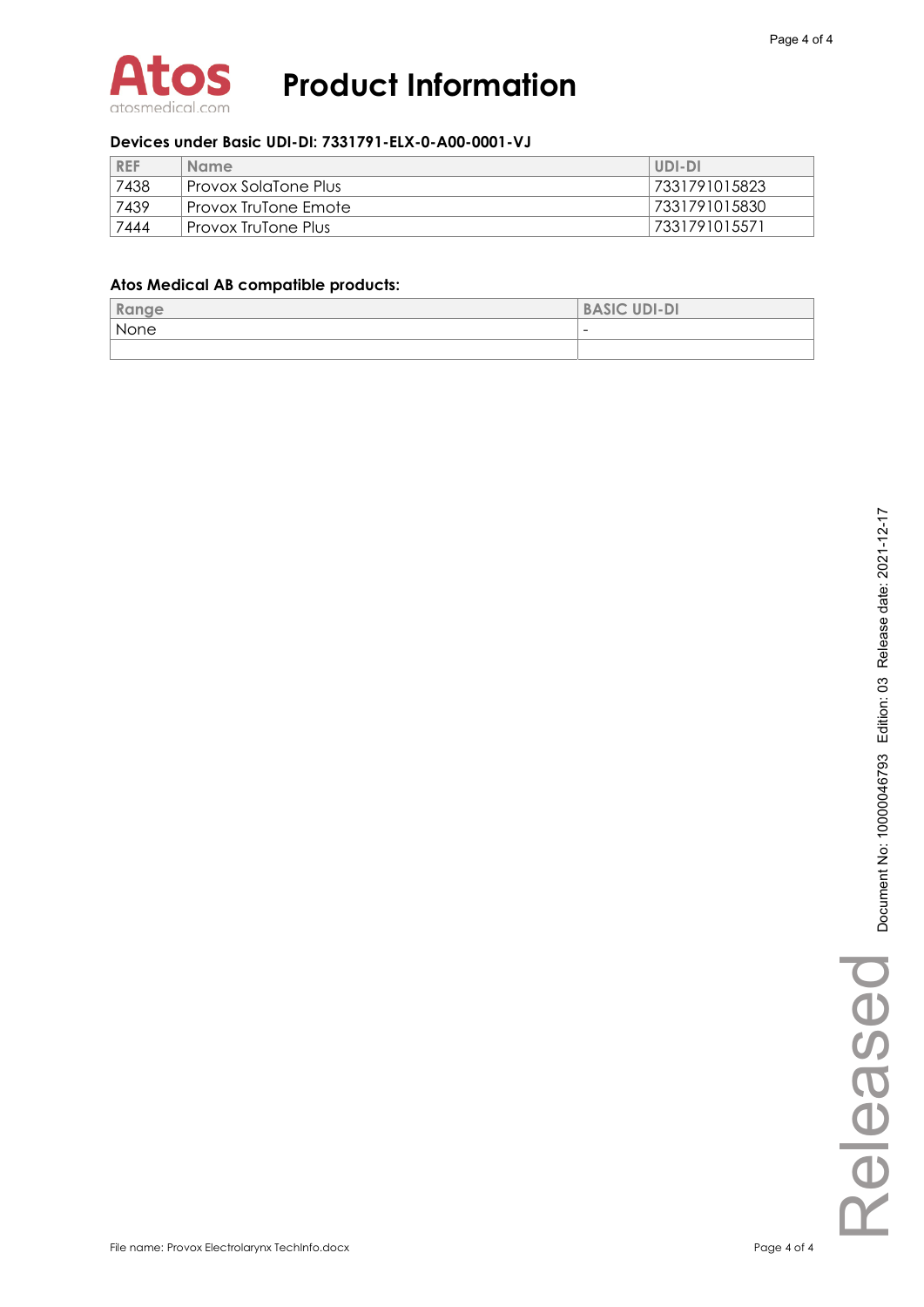**Devices under Basic UDI-DI: 7331791-ELX-0-A00-0001-VJ**

| REF | Name | UDI-DI |
|---|---|---|
| 7438 | Provox SolaTone Plus | 7331791015823 |
| 7439 | Provox TruTone Emote | 7331791015830 |
| 7444 | Provox TruTone Plus | 7331791015571 |

**Atos Medical AB compatible products:**

| Range | BASIC UDI-DI |
|---|---|
| None | - |
| | |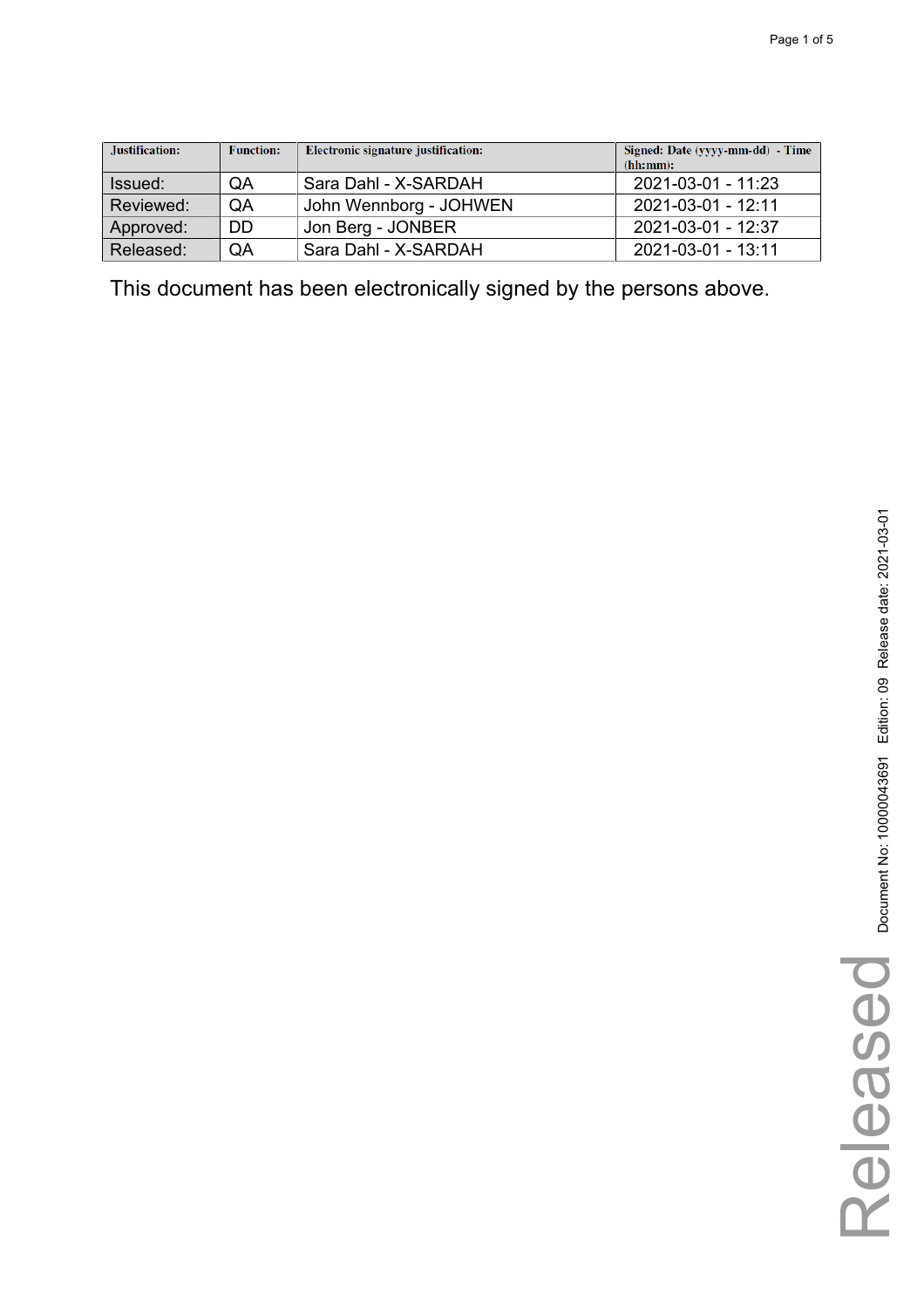| Justification: | Function: | Electronic signature justification: | Signed: Date (yyyy-mm-dd) - Time (hh:mm): |
| --- | --- | --- | --- |
| Issued: | QA | Sara Dahl - X-SARDAH | 2021-03-01 - 11:23 |
| Reviewed: | QA | John Wennborg - JOHWEN | 2021-03-01 - 12:11 |
| Approved: | DD | Jon Berg - JONBER | 2021-03-01 - 12:37 |
| Released: | QA | Sara Dahl - X-SARDAH | 2021-03-01 - 13:11 |

This document has been electronically signed by the persons above.

Document No: 10000043691 Edition: 09 Release date: 2021-03-01

Released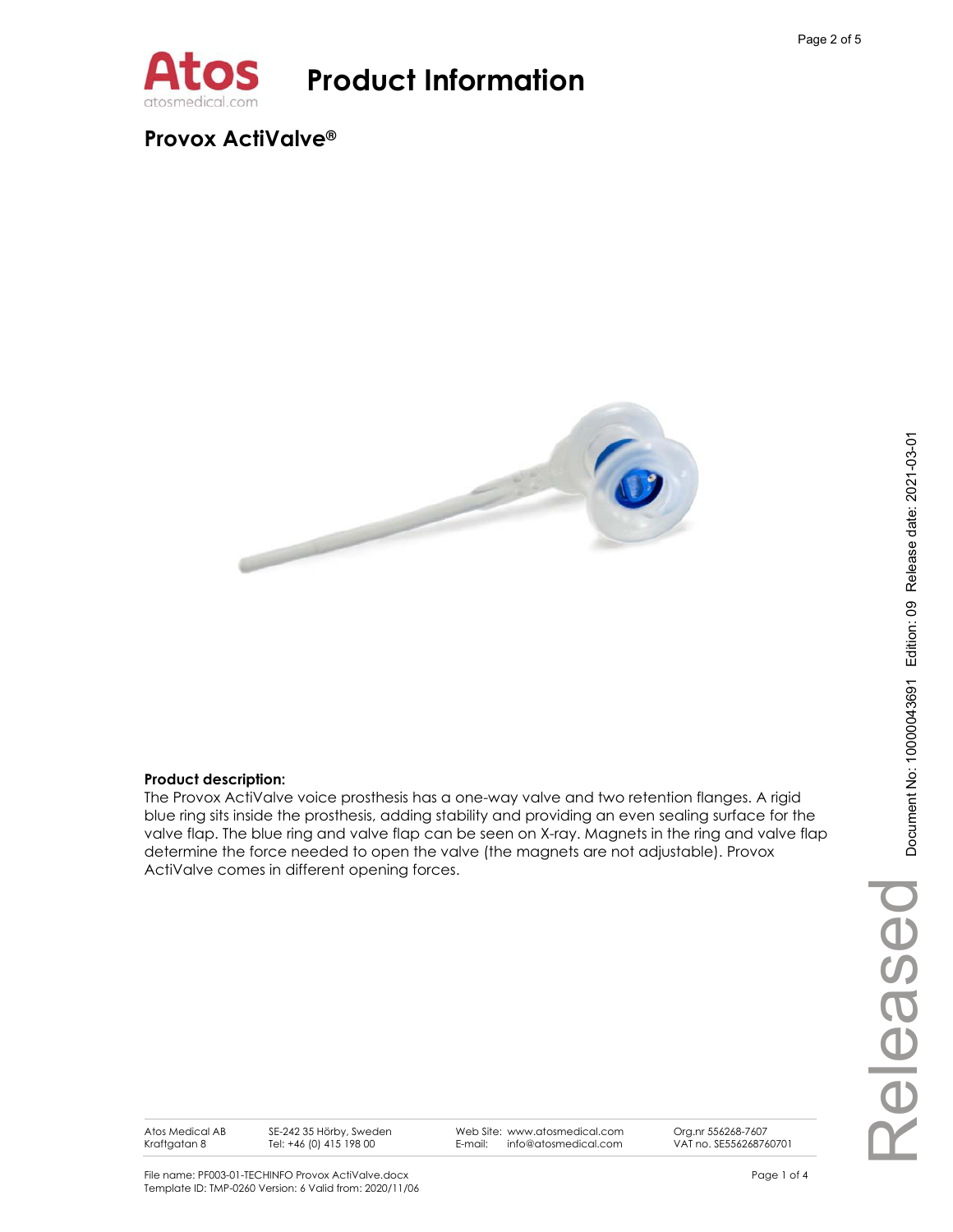# Product Information

## Provox ActiValve®

**Product description:**

The Provox ActiValve voice prosthesis has a one-way valve and two retention flanges. A rigid blue ring sits inside the prosthesis, adding stability and providing an even sealing surface for the valve flap. The blue ring and valve flap can be seen on X-ray. Magnets in the ring and valve flap determine the force needed to open the valve (the magnets are not adjustable). Provox ActiValve comes in different opening forces.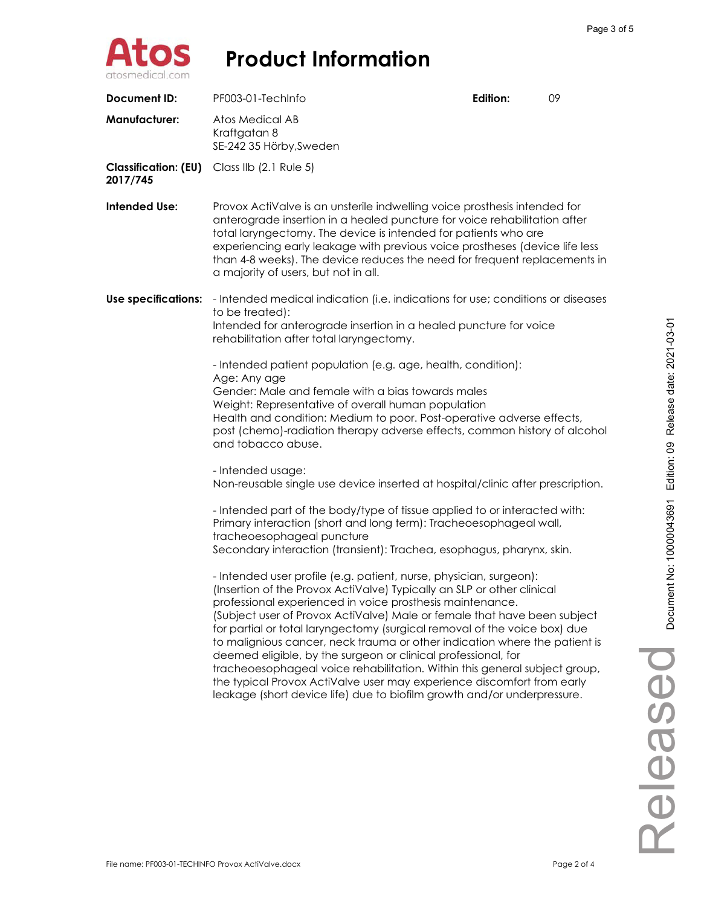# Product Information

| | | | |
|---|---|---|---|
| **Document ID:** | PF003-01-TechInfo | **Edition:** | 09 |
| **Manufacturer:** | Atos Medical AB<br>Kraftgatan 8<br>SE-242 35 Hörby,Sweden | | |
| **Classification: (EU) 2017/745** | Class IIb (2.1 Rule 5) | | |
| **Intended Use:** | Provox ActiValve is an unsterile indwelling voice prosthesis intended for anterograde insertion in a healed puncture for voice rehabilitation after total laryngectomy. The device is intended for patients who are experiencing early leakage with previous voice prostheses (device life less than 4-8 weeks). The device reduces the need for frequent replacements in a majority of users, but not in all. | | |

**Use specifications:**

- Intended medical indication (i.e. indications for use; conditions or diseases to be treated):
Intended for anterograde insertion in a healed puncture for voice rehabilitation after total laryngectomy.

- Intended patient population (e.g. age, health, condition):
Age: Any age
Gender: Male and female with a bias towards males
Weight: Representative of overall human population
Health and condition: Medium to poor. Post-operative adverse effects, post (chemo)-radiation therapy adverse effects, common history of alcohol and tobacco abuse.

- Intended usage:
Non-reusable single use device inserted at hospital/clinic after prescription.

- Intended part of the body/type of tissue applied to or interacted with:
Primary interaction (short and long term): Tracheoesophageal wall, tracheoesophageal puncture
Secondary interaction (transient): Trachea, esophagus, pharynx, skin.

- Intended user profile (e.g. patient, nurse, physician, surgeon):
(Insertion of the Provox ActiValve) Typically an SLP or other clinical professional experienced in voice prosthesis maintenance.
(Subject user of Provox ActiValve) Male or female that have been subject for partial or total laryngectomy (surgical removal of the voice box) due to malignious cancer, neck trauma or other indication where the patient is deemed eligible, by the surgeon or clinical professional, for tracheoesophageal voice rehabilitation. Within this general subject group, the typical Provox ActiValve user may experience discomfort from early leakage (short device life) due to biofilm growth and/or underpressure.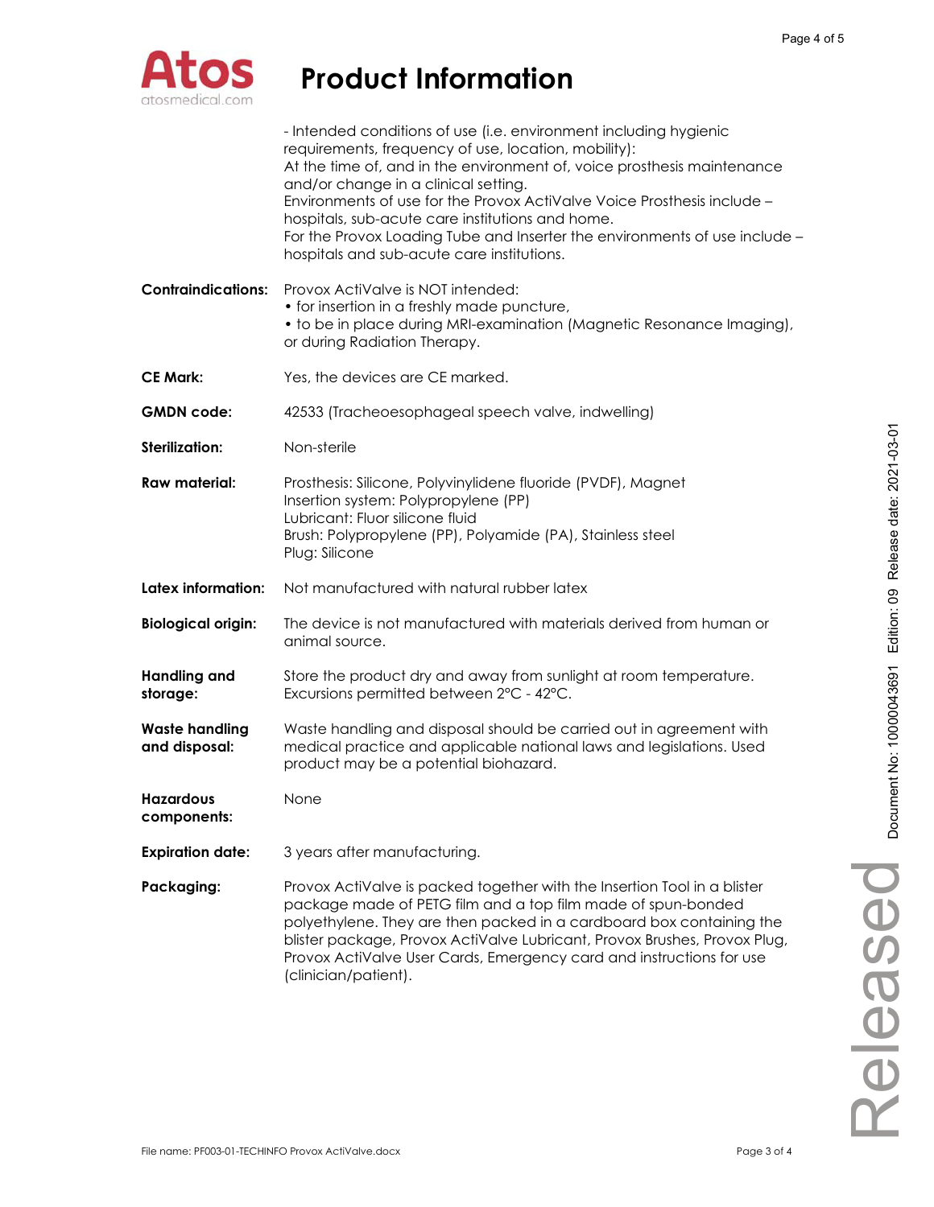# Product Information

| | |
|---|---|
| | - Intended conditions of use (i.e. environment including hygienic requirements, frequency of use, location, mobility): At the time of, and in the environment of, voice prosthesis maintenance and/or change in a clinical setting. Environments of use for the Provox ActiValve Voice Prosthesis include – hospitals, sub-acute care institutions and home. For the Provox Loading Tube and Inserter the environments of use include – hospitals and sub-acute care institutions. |
| **Contraindications:** | Provox ActiValve is NOT intended: • for insertion in a freshly made puncture, • to be in place during MRI-examination (Magnetic Resonance Imaging), or during Radiation Therapy. |
| **CE Mark:** | Yes, the devices are CE marked. |
| **GMDN code:** | 42533 (Tracheoesophageal speech valve, indwelling) |
| **Sterilization:** | Non-sterile |
| **Raw material:** | Prosthesis: Silicone, Polyvinylidene fluoride (PVDF), Magnet<br>Insertion system: Polypropylene (PP)<br>Lubricant: Fluor silicone fluid<br>Brush: Polypropylene (PP), Polyamide (PA), Stainless steel<br>Plug: Silicone |
| **Latex information:** | Not manufactured with natural rubber latex |
| **Biological origin:** | The device is not manufactured with materials derived from human or animal source. |
| **Handling and storage:** | Store the product dry and away from sunlight at room temperature. Excursions permitted between 2°C - 42°C. |
| **Waste handling and disposal:** | Waste handling and disposal should be carried out in agreement with medical practice and applicable national laws and legislations. Used product may be a potential biohazard. |
| **Hazardous components:** | None |
| **Expiration date:** | 3 years after manufacturing. |
| **Packaging:** | Provox ActiValve is packed together with the Insertion Tool in a blister package made of PETG film and a top film made of spun-bonded polyethylene. They are then packed in a cardboard box containing the blister package, Provox ActiValve Lubricant, Provox Brushes, Provox Plug, Provox ActiValve User Cards, Emergency card and instructions for use (clinician/patient). |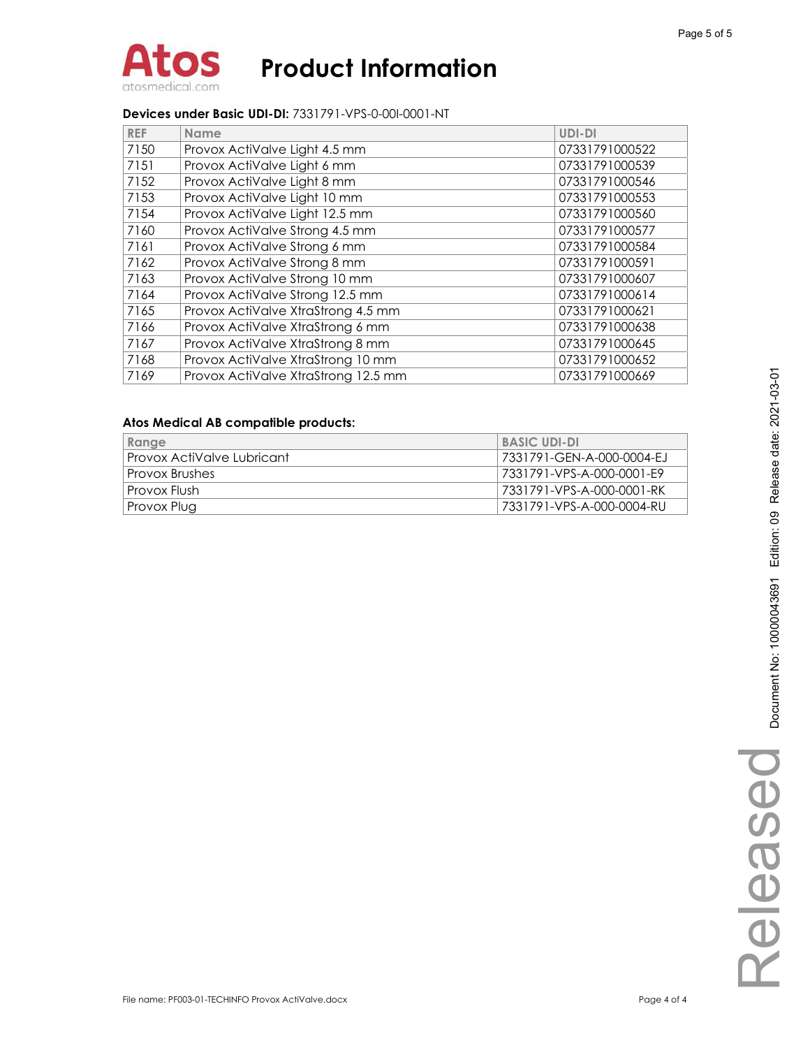# Product Information

**Devices under Basic UDI-DI:** 7331791-VPS-0-00I-0001-NT

| REF | Name | UDI-DI |
|---|---|---|
| 7150 | Provox ActiValve Light 4.5 mm | 07331791000522 |
| 7151 | Provox ActiValve Light 6 mm | 07331791000539 |
| 7152 | Provox ActiValve Light 8 mm | 07331791000546 |
| 7153 | Provox ActiValve Light 10 mm | 07331791000553 |
| 7154 | Provox ActiValve Light 12.5 mm | 07331791000560 |
| 7160 | Provox ActiValve Strong 4.5 mm | 07331791000577 |
| 7161 | Provox ActiValve Strong 6 mm | 07331791000584 |
| 7162 | Provox ActiValve Strong 8 mm | 07331791000591 |
| 7163 | Provox ActiValve Strong 10 mm | 07331791000607 |
| 7164 | Provox ActiValve Strong 12.5 mm | 07331791000614 |
| 7165 | Provox ActiValve XtraStrong 4.5 mm | 07331791000621 |
| 7166 | Provox ActiValve XtraStrong 6 mm | 07331791000638 |
| 7167 | Provox ActiValve XtraStrong 8 mm | 07331791000645 |
| 7168 | Provox ActiValve XtraStrong 10 mm | 07331791000652 |
| 7169 | Provox ActiValve XtraStrong 12.5 mm | 07331791000669 |

**Atos Medical AB compatible products:**

| Range | BASIC UDI-DI |
|---|---|
| Provox ActiValve Lubricant | 7331791-GEN-A-000-0004-EJ |
| Provox Brushes | 7331791-VPS-A-000-0001-E9 |
| Provox Flush | 7331791-VPS-A-000-0001-RK |
| Provox Plug | 7331791-VPS-A-000-0004-RU |

File name: PF003-01-TECHINFO Provox ActiValve.docx

Document No: 10000043691 Edition: 09 Release date: 2021-03-01

Released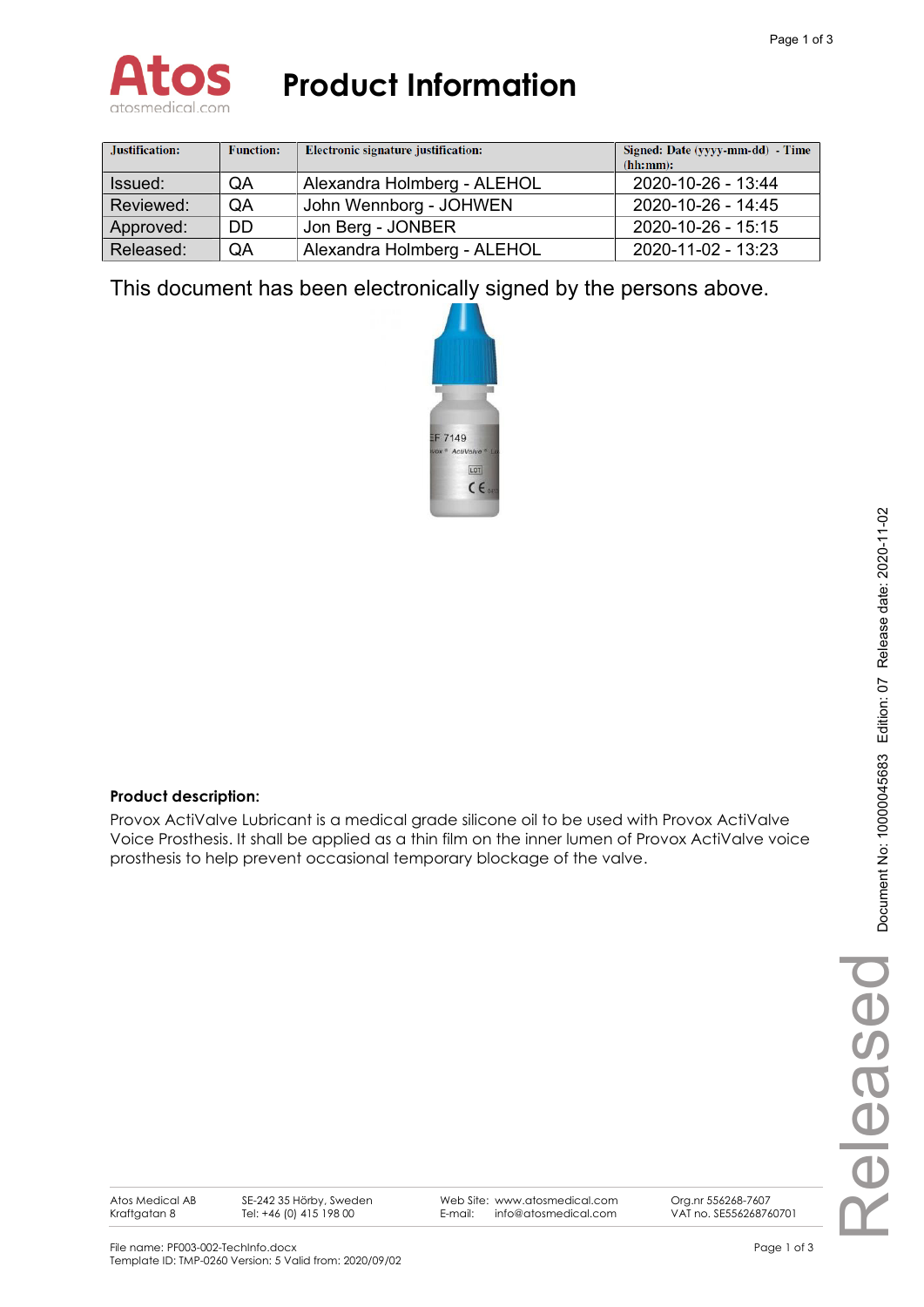# Product Information

| Justification: | Function: | Electronic signature justification: | Signed: Date (yyyy-mm-dd) - Time (hh:mm): |
| --- | --- | --- | --- |
| Issued: | QA | Alexandra Holmberg - ALEHOL | 2020-10-26 - 13:44 |
| Reviewed: | QA | John Wennborg - JOHWEN | 2020-10-26 - 14:45 |
| Approved: | DD | Jon Berg - JONBER | 2020-10-26 - 15:15 |
| Released: | QA | Alexandra Holmberg - ALEHOL | 2020-11-02 - 13:23 |

This document has been electronically signed by the persons above.

**Product description:**

Provox ActiValve Lubricant is a medical grade silicone oil to be used with Provox ActiValve Voice Prosthesis. It shall be applied as a thin film on the inner lumen of Provox ActiValve voice prosthesis to help prevent occasional temporary blockage of the valve.

Document No: 10000045683 Edition: 07 Release date: 2020-11-02

Released

Atos Medical AB
Kraftgatan 8

SE-242 35 Hörby, Sweden
Tel: +46 (0) 415 198 00

Web Site: www.atosmedical.com
E-mail: info@atosmedical.com

Org.nr 556268-7607
VAT no. SE556268760701

File name: PF003-002-TechInfo.docx
Template ID: TMP-0260 Version: 5 Valid from: 2020/09/02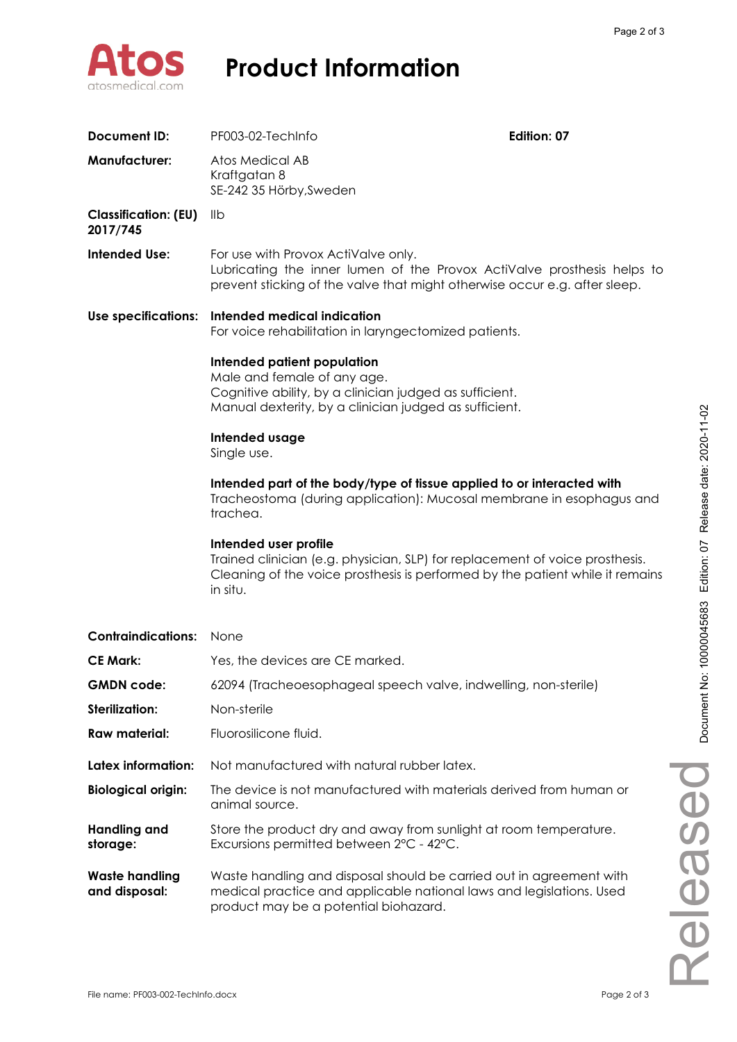# Product Information

| | | |
|---|---|---|
| **Document ID:** | PF003-02-TechInfo | **Edition: 07** |
| **Manufacturer:** | Atos Medical AB<br>Kraftgatan 8<br>SE-242 35 Hörby,Sweden | |
| **Classification: (EU) 2017/745** | IIb | |
| **Intended Use:** | For use with Provox ActiValve only.<br>Lubricating the inner lumen of the Provox ActiValve prosthesis helps to prevent sticking of the valve that might otherwise occur e.g. after sleep. | |
| **Use specifications:** | **Intended medical indication**<br>For voice rehabilitation in laryngectomized patients.<br><br>**Intended patient population**<br>Male and female of any age.<br>Cognitive ability, by a clinician judged as sufficient.<br>Manual dexterity, by a clinician judged as sufficient.<br><br>**Intended usage**<br>Single use.<br><br>**Intended part of the body/type of tissue applied to or interacted with**<br>Tracheostoma (during application): Mucosal membrane in esophagus and trachea.<br><br>**Intended user profile**<br>Trained clinician (e.g. physician, SLP) for replacement of voice prosthesis.<br>Cleaning of the voice prosthesis is performed by the patient while it remains in situ. | |
| **Contraindications:** | None | |
| **CE Mark:** | Yes, the devices are CE marked. | |
| **GMDN code:** | 62094 (Tracheoesophageal speech valve, indwelling, non-sterile) | |
| **Sterilization:** | Non-sterile | |
| **Raw material:** | Fluorosilicone fluid. | |
| **Latex information:** | Not manufactured with natural rubber latex. | |
| **Biological origin:** | The device is not manufactured with materials derived from human or animal source. | |
| **Handling and storage:** | Store the product dry and away from sunlight at room temperature.<br>Excursions permitted between 2°C - 42°C. | |
| **Waste handling and disposal:** | Waste handling and disposal should be carried out in agreement with medical practice and applicable national laws and legislations. Used product may be a potential biohazard. | |

Document No: 10000045683 Edition: 07 Release date: 2020-11-02

Released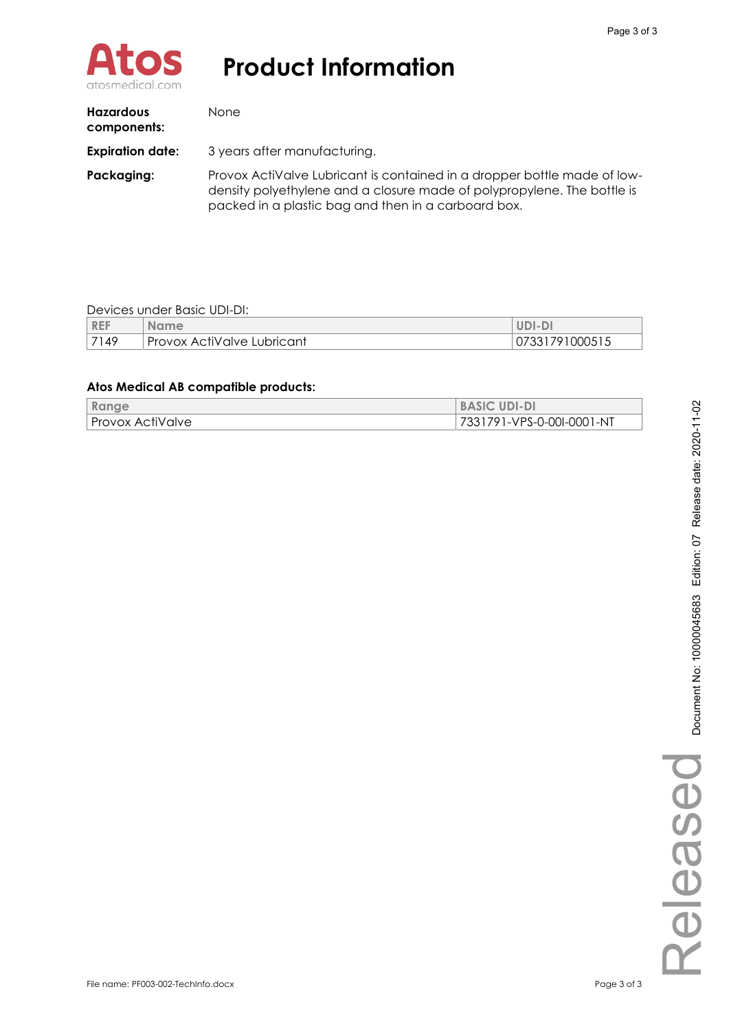# Product Information

| | |
|---|---|
| **Hazardous components:** | None |
| **Expiration date:** | 3 years after manufacturing. |
| **Packaging:** | Provox ActiValve Lubricant is contained in a dropper bottle made of low-density polyethylene and a closure made of polypropylene. The bottle is packed in a plastic bag and then in a carboard box. |

Devices under Basic UDI-DI:

| REF | Name | UDI-DI |
|---|---|---|
| 7149 | Provox ActiValve Lubricant | 07331791000515 |

**Atos Medical AB compatible products:**

| Range | BASIC UDI-DI |
|---|---|
| Provox ActiValve | 7331791-VPS-0-00I-0001-NT |

Document No: 10000045683 Edition: 07 Release date: 2020-11-02

Released

File name: PF003-002-TechInfo.docx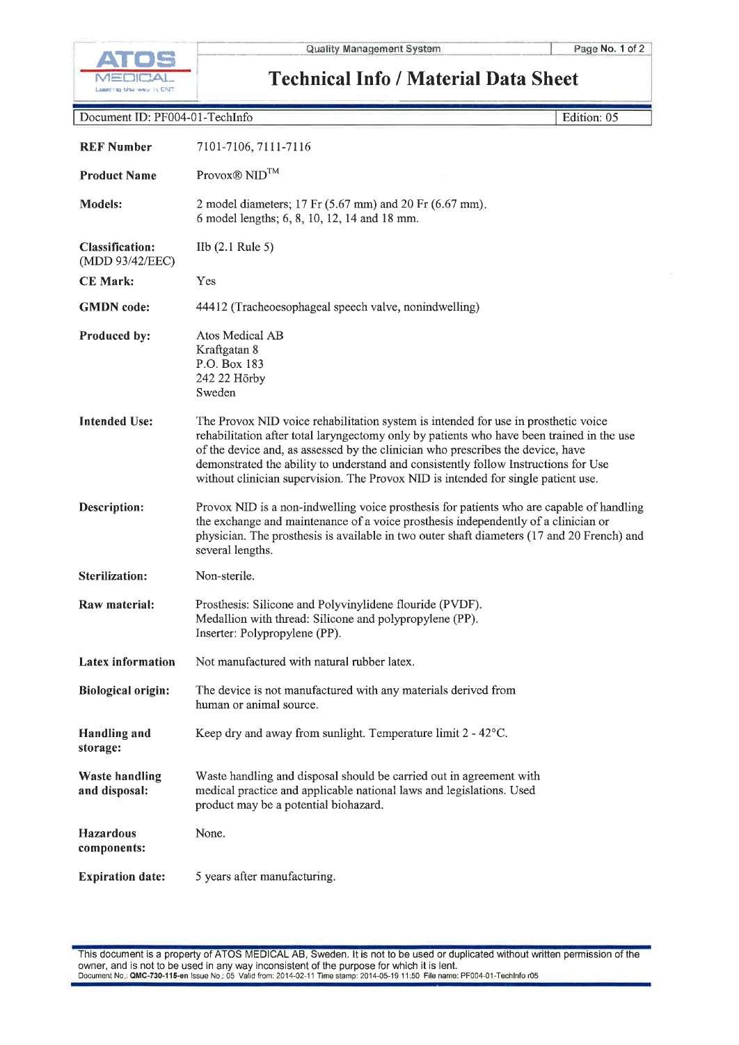# Technical Info / Material Data Sheet

Quality Management System

Document ID: PF004-01-TechInfo | Edition: 05

| | |
|---|---|
| **REF Number** | 7101-7106, 7111-7116 |
| **Product Name** | Provox® NID™ |
| **Models:** | 2 model diameters; 17 Fr (5.67 mm) and 20 Fr (6.67 mm).<br>6 model lengths; 6, 8, 10, 12, 14 and 18 mm. |
| **Classification:** (MDD 93/42/EEC) | IIb (2.1 Rule 5) |
| **CE Mark:** | Yes |
| **GMDN code:** | 44412 (Tracheoesophageal speech valve, nonindwelling) |
| **Produced by:** | Atos Medical AB<br>Kraftgatan 8<br>P.O. Box 183<br>242 22 Hörby<br>Sweden |
| **Intended Use:** | The Provox NID voice rehabilitation system is intended for use in prosthetic voice rehabilitation after total laryngectomy only by patients who have been trained in the use of the device and, as assessed by the clinician who prescribes the device, have demonstrated the ability to understand and consistently follow Instructions for Use without clinician supervision. The Provox NID is intended for single patient use. |
| **Description:** | Provox NID is a non-indwelling voice prosthesis for patients who are capable of handling the exchange and maintenance of a voice prosthesis independently of a clinician or physician. The prosthesis is available in two outer shaft diameters (17 and 20 French) and several lengths. |
| **Sterilization:** | Non-sterile. |
| **Raw material:** | Prosthesis: Silicone and Polyvinylidene flouride (PVDF).<br>Medallion with thread: Silicone and polypropylene (PP).<br>Inserter: Polypropylene (PP). |
| **Latex information** | Not manufactured with natural rubber latex. |
| **Biological origin:** | The device is not manufactured with any materials derived from human or animal source. |
| **Handling and storage:** | Keep dry and away from sunlight. Temperature limit 2 - 42°C. |
| **Waste handling and disposal:** | Waste handling and disposal should be carried out in agreement with medical practice and applicable national laws and legislations. Used product may be a potential biohazard. |
| **Hazardous components:** | None. |
| **Expiration date:** | 5 years after manufacturing. |

This document is a property of ATOS MEDICAL AB, Sweden. It is not to be used or duplicated without written permission of the owner, and is not to be used in any way inconsistent of the purpose for which it is lent.
Document No.: **QMC-730-115-en** Issue No.: 05 Valid from: 2014-02-11 Time stamp: 2014-05-19 11:50 File name: PF004-01-TechInfo r05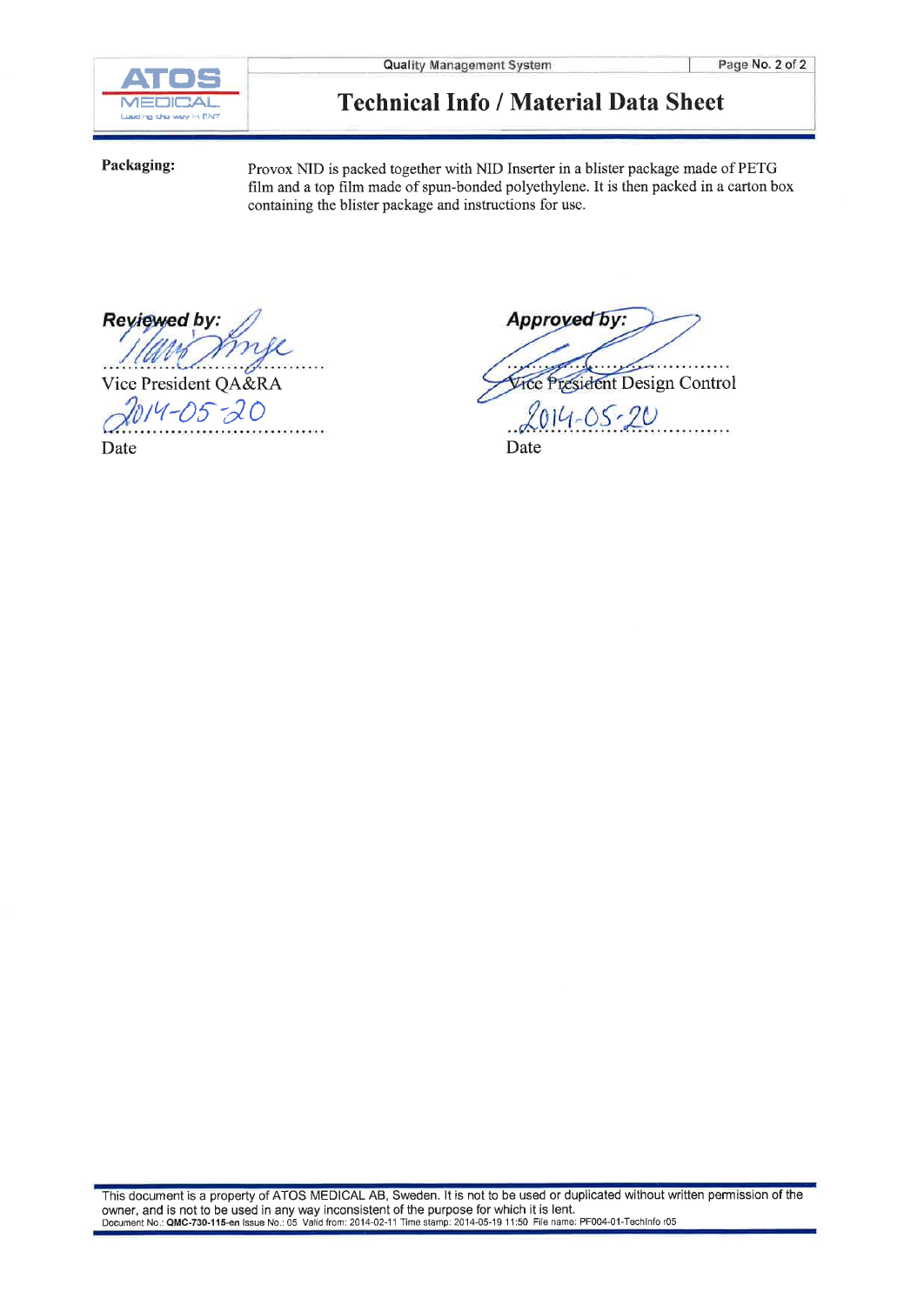# Technical Info / Material Data Sheet

**Packaging:** Provox NID is packed together with NID Inserter in a blister package made of PETG film and a top film made of spun-bonded polyethylene. It is then packed in a carton box containing the blister package and instructions for use.

**Reviewed by:**

Vice President QA&RA

2014-05-20

Date

**Approved by:**

Vice President Design Control

2014-05-20

Date

This document is a property of ATOS MEDICAL AB, Sweden. It is not to be used or duplicated without written permission of the owner, and is not to be used in any way inconsistent of the purpose for which it is lent.

Document No.: **QMC-730-115-en** Issue No.: 05 Valid from: 2014-02-11 Time stamp: 2014-05-19 11:50 File name: PF004-01-TechInfo r05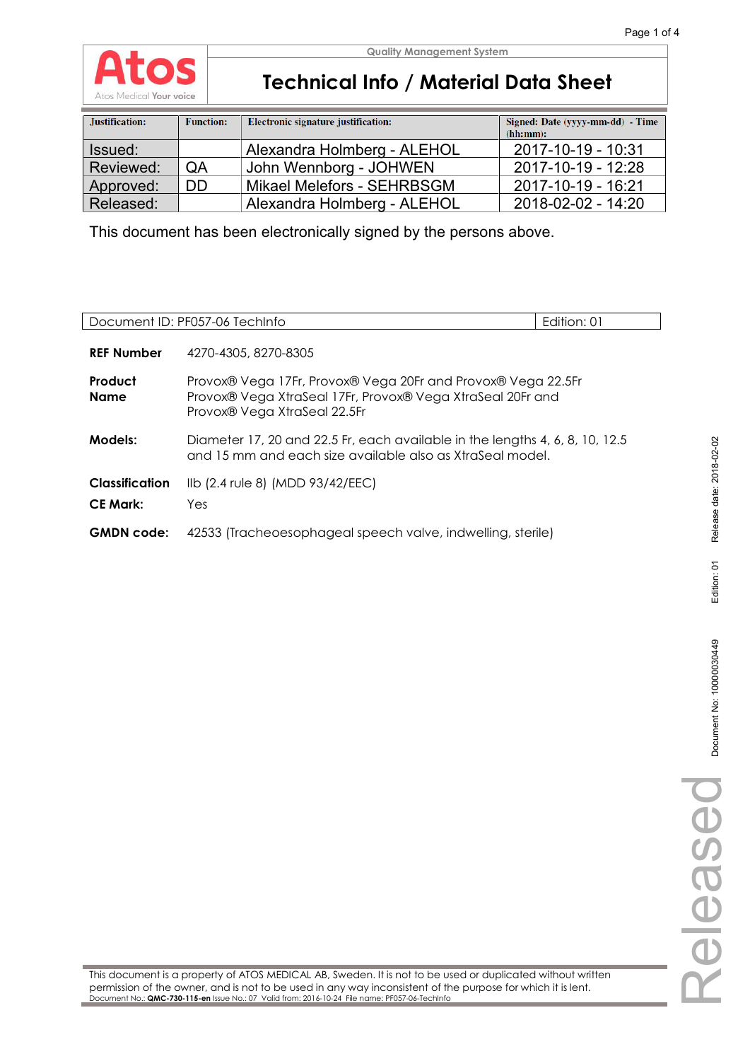**Atos** Atos Medical Your voice

Quality Management System

# Technical Info / Material Data Sheet

| Justification: | Function: | Electronic signature justification: | Signed: Date (yyyy-mm-dd) - Time (hh:mm): |
|---|---|---|---|
| Issued: | | Alexandra Holmberg - ALEHOL | 2017-10-19 - 10:31 |
| Reviewed: | QA | John Wennborg - JOHWEN | 2017-10-19 - 12:28 |
| Approved: | DD | Mikael Melefors - SEHRBSGM | 2017-10-19 - 16:21 |
| Released: | | Alexandra Holmberg - ALEHOL | 2018-02-02 - 14:20 |

This document has been electronically signed by the persons above.

| Document ID: PF057-06 TechInfo | Edition: 01 |
|---|---|

**REF Number** 4270-4305, 8270-8305

**Product Name** Provox® Vega 17Fr, Provox® Vega 20Fr and Provox® Vega 22.5Fr
Provox® Vega XtraSeal 17Fr, Provox® Vega XtraSeal 20Fr and
Provox® Vega XtraSeal 22.5Fr

**Models:** Diameter 17, 20 and 22.5 Fr, each available in the lengths 4, 6, 8, 10, 12.5 and 15 mm and each size available also as XtraSeal model.

**Classification** IIb (2.4 rule 8) (MDD 93/42/EEC)

**CE Mark:** Yes

**GMDN code:** 42533 (Tracheoesophageal speech valve, indwelling, sterile)

Document No: 10000030449 Edition: 01 Release date: 2018-02-02

Released

This document is a property of ATOS MEDICAL AB, Sweden. It is not to be used or duplicated without written permission of the owner, and is not to be used in any way inconsistent of the purpose for which it is lent.
Document No.: **QMC-730-115-en** Issue No.: 07 Valid from: 2016-10-24 File name: PF057-06-TechInfo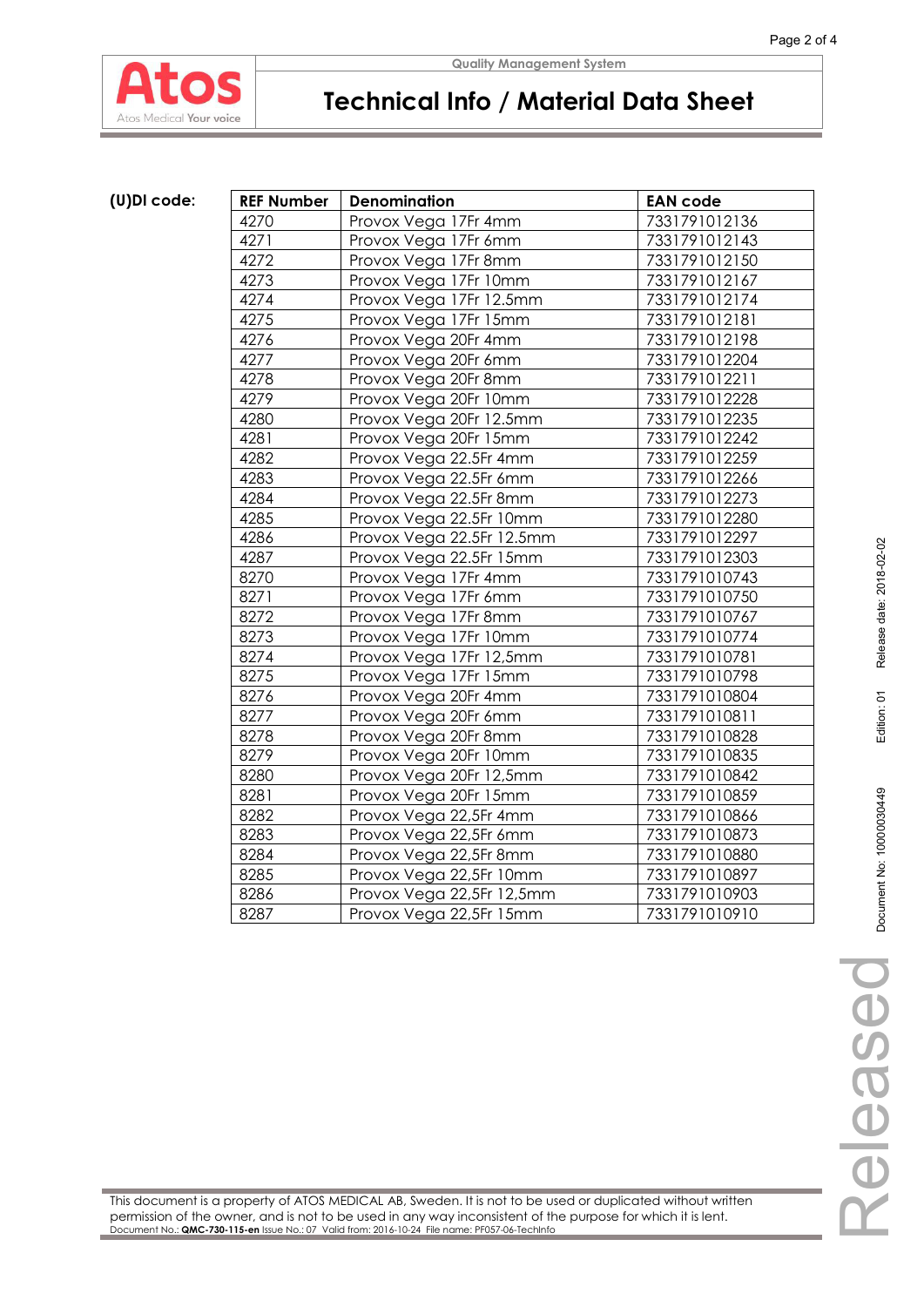**(U)DI code:**

| REF Number | Denomination | EAN code |
|---|---|---|
| 4270 | Provox Vega 17Fr 4mm | 7331791012136 |
| 4271 | Provox Vega 17Fr 6mm | 7331791012143 |
| 4272 | Provox Vega 17Fr 8mm | 7331791012150 |
| 4273 | Provox Vega 17Fr 10mm | 7331791012167 |
| 4274 | Provox Vega 17Fr 12.5mm | 7331791012174 |
| 4275 | Provox Vega 17Fr 15mm | 7331791012181 |
| 4276 | Provox Vega 20Fr 4mm | 7331791012198 |
| 4277 | Provox Vega 20Fr 6mm | 7331791012204 |
| 4278 | Provox Vega 20Fr 8mm | 7331791012211 |
| 4279 | Provox Vega 20Fr 10mm | 7331791012228 |
| 4280 | Provox Vega 20Fr 12.5mm | 7331791012235 |
| 4281 | Provox Vega 20Fr 15mm | 7331791012242 |
| 4282 | Provox Vega 22.5Fr 4mm | 7331791012259 |
| 4283 | Provox Vega 22.5Fr 6mm | 7331791012266 |
| 4284 | Provox Vega 22.5Fr 8mm | 7331791012273 |
| 4285 | Provox Vega 22.5Fr 10mm | 7331791012280 |
| 4286 | Provox Vega 22.5Fr 12.5mm | 7331791012297 |
| 4287 | Provox Vega 22.5Fr 15mm | 7331791012303 |
| 8270 | Provox Vega 17Fr 4mm | 7331791010743 |
| 8271 | Provox Vega 17Fr 6mm | 7331791010750 |
| 8272 | Provox Vega 17Fr 8mm | 7331791010767 |
| 8273 | Provox Vega 17Fr 10mm | 7331791010774 |
| 8274 | Provox Vega 17Fr 12,5mm | 7331791010781 |
| 8275 | Provox Vega 17Fr 15mm | 7331791010798 |
| 8276 | Provox Vega 20Fr 4mm | 7331791010804 |
| 8277 | Provox Vega 20Fr 6mm | 7331791010811 |
| 8278 | Provox Vega 20Fr 8mm | 7331791010828 |
| 8279 | Provox Vega 20Fr 10mm | 7331791010835 |
| 8280 | Provox Vega 20Fr 12,5mm | 7331791010842 |
| 8281 | Provox Vega 20Fr 15mm | 7331791010859 |
| 8282 | Provox Vega 22,5Fr 4mm | 7331791010866 |
| 8283 | Provox Vega 22,5Fr 6mm | 7331791010873 |
| 8284 | Provox Vega 22,5Fr 8mm | 7331791010880 |
| 8285 | Provox Vega 22,5Fr 10mm | 7331791010897 |
| 8286 | Provox Vega 22,5Fr 12,5mm | 7331791010903 |
| 8287 | Provox Vega 22,5Fr 15mm | 7331791010910 |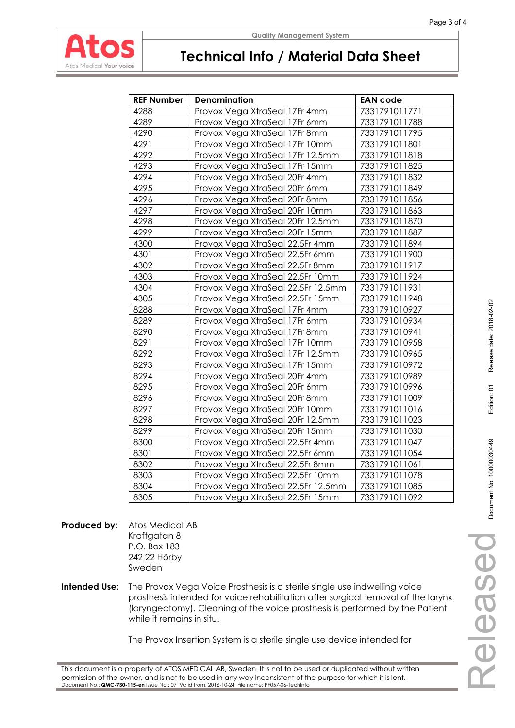# Technical Info / Material Data Sheet

| REF Number | Denomination | EAN code |
|---|---|---|
| 4288 | Provox Vega XtraSeal 17Fr 4mm | 7331791011771 |
| 4289 | Provox Vega XtraSeal 17Fr 6mm | 7331791011788 |
| 4290 | Provox Vega XtraSeal 17Fr 8mm | 7331791011795 |
| 4291 | Provox Vega XtraSeal 17Fr 10mm | 7331791011801 |
| 4292 | Provox Vega XtraSeal 17Fr 12.5mm | 7331791011818 |
| 4293 | Provox Vega XtraSeal 17Fr 15mm | 7331791011825 |
| 4294 | Provox Vega XtraSeal 20Fr 4mm | 7331791011832 |
| 4295 | Provox Vega XtraSeal 20Fr 6mm | 7331791011849 |
| 4296 | Provox Vega XtraSeal 20Fr 8mm | 7331791011856 |
| 4297 | Provox Vega XtraSeal 20Fr 10mm | 7331791011863 |
| 4298 | Provox Vega XtraSeal 20Fr 12.5mm | 7331791011870 |
| 4299 | Provox Vega XtraSeal 20Fr 15mm | 7331791011887 |
| 4300 | Provox Vega XtraSeal 22.5Fr 4mm | 7331791011894 |
| 4301 | Provox Vega XtraSeal 22.5Fr 6mm | 7331791011900 |
| 4302 | Provox Vega XtraSeal 22.5Fr 8mm | 7331791011917 |
| 4303 | Provox Vega XtraSeal 22.5Fr 10mm | 7331791011924 |
| 4304 | Provox Vega XtraSeal 22.5Fr 12.5mm | 7331791011931 |
| 4305 | Provox Vega XtraSeal 22.5Fr 15mm | 7331791011948 |
| 8288 | Provox Vega XtraSeal 17Fr 4mm | 7331791010927 |
| 8289 | Provox Vega XtraSeal 17Fr 6mm | 7331791010934 |
| 8290 | Provox Vega XtraSeal 17Fr 8mm | 7331791010941 |
| 8291 | Provox Vega XtraSeal 17Fr 10mm | 7331791010958 |
| 8292 | Provox Vega XtraSeal 17Fr 12.5mm | 7331791010965 |
| 8293 | Provox Vega XtraSeal 17Fr 15mm | 7331791010972 |
| 8294 | Provox Vega XtraSeal 20Fr 4mm | 7331791010989 |
| 8295 | Provox Vega XtraSeal 20Fr 6mm | 7331791010996 |
| 8296 | Provox Vega XtraSeal 20Fr 8mm | 7331791011009 |
| 8297 | Provox Vega XtraSeal 20Fr 10mm | 7331791011016 |
| 8298 | Provox Vega XtraSeal 20Fr 12.5mm | 7331791011023 |
| 8299 | Provox Vega XtraSeal 20Fr 15mm | 7331791011030 |
| 8300 | Provox Vega XtraSeal 22.5Fr 4mm | 7331791011047 |
| 8301 | Provox Vega XtraSeal 22.5Fr 6mm | 7331791011054 |
| 8302 | Provox Vega XtraSeal 22.5Fr 8mm | 7331791011061 |
| 8303 | Provox Vega XtraSeal 22.5Fr 10mm | 7331791011078 |
| 8304 | Provox Vega XtraSeal 22.5Fr 12.5mm | 7331791011085 |
| 8305 | Provox Vega XtraSeal 22.5Fr 15mm | 7331791011092 |

**Produced by:** Atos Medical AB
Kraftgatan 8
P.O. Box 183
242 22 Hörby
Sweden

**Intended Use:** The Provox Vega Voice Prosthesis is a sterile single use indwelling voice prosthesis intended for voice rehabilitation after surgical removal of the larynx (laryngectomy). Cleaning of the voice prosthesis is performed by the Patient while it remains in situ.

The Provox Insertion System is a sterile single use device intended for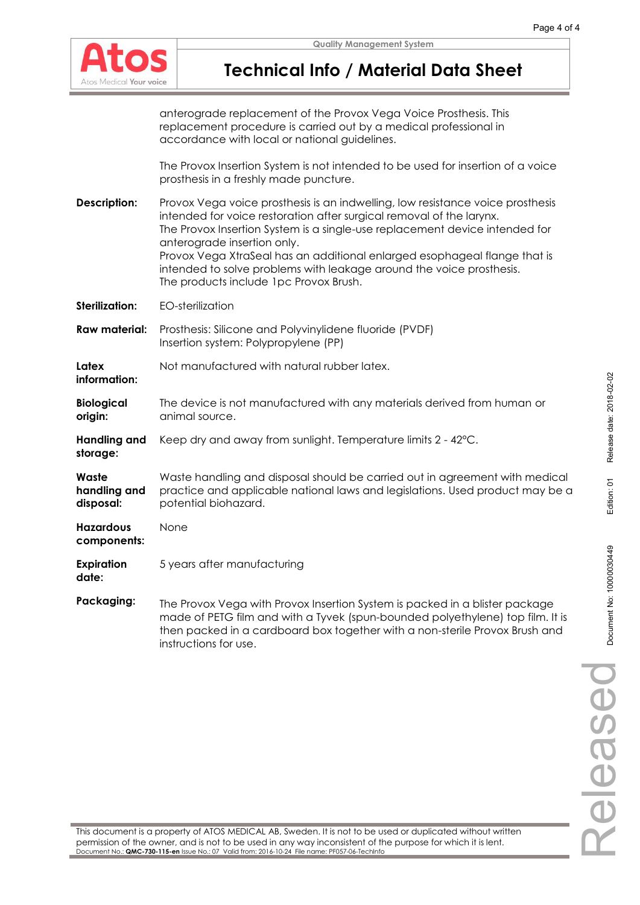anterograde replacement of the Provox Vega Voice Prosthesis. This replacement procedure is carried out by a medical professional in accordance with local or national guidelines.

The Provox Insertion System is not intended to be used for insertion of a voice prosthesis in a freshly made puncture.

| | |
|---|---|
| **Description:** | Provox Vega voice prosthesis is an indwelling, low resistance voice prosthesis intended for voice restoration after surgical removal of the larynx.<br>The Provox Insertion System is a single-use replacement device intended for anterograde insertion only.<br>Provox Vega XtraSeal has an additional enlarged esophageal flange that is intended to solve problems with leakage around the voice prosthesis.<br>The products include 1pc Provox Brush. |
| **Sterilization:** | EO-sterilization |
| **Raw material:** | Prosthesis: Silicone and Polyvinylidene fluoride (PVDF)<br>Insertion system: Polypropylene (PP) |
| **Latex information:** | Not manufactured with natural rubber latex. |
| **Biological origin:** | The device is not manufactured with any materials derived from human or animal source. |
| **Handling and storage:** | Keep dry and away from sunlight. Temperature limits 2 - 42°C. |
| **Waste handling and disposal:** | Waste handling and disposal should be carried out in agreement with medical practice and applicable national laws and legislations. Used product may be a potential biohazard. |
| **Hazardous components:** | None |
| **Expiration date:** | 5 years after manufacturing |
| **Packaging:** | The Provox Vega with Provox Insertion System is packed in a blister package made of PETG film and with a Tyvek (spun-bounded polyethylene) top film. It is then packed in a cardboard box together with a non-sterile Provox Brush and instructions for use. |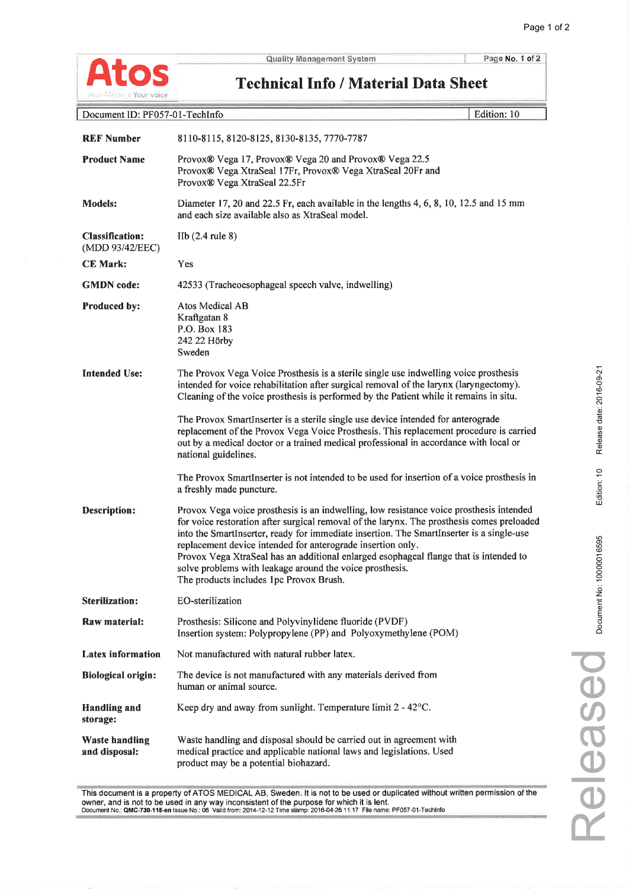# Atos

Atos Medical Your voice

Quality Management System

## Technical Info / Material Data Sheet

Document ID: PF057-01-TechInfo | Edition: 10

| | |
|---|---|
| **REF Number** | 8110-8115, 8120-8125, 8130-8135, 7770-7787 |
| **Product Name** | Provox® Vega 17, Provox® Vega 20 and Provox® Vega 22.5<br>Provox® Vega XtraSeal 17Fr, Provox® Vega XtraSeal 20Fr and<br>Provox® Vega XtraSeal 22.5Fr |
| **Models:** | Diameter 17, 20 and 22.5 Fr, each available in the lengths 4, 6, 8, 10, 12.5 and 15 mm and each size available also as XtraSeal model. |
| **Classification:** (MDD 93/42/EEC) | IIb (2.4 rule 8) |
| **CE Mark:** | Yes |
| **GMDN code:** | 42533 (Tracheoesophageal speech valve, indwelling) |
| **Produced by:** | Atos Medical AB<br>Kraftgatan 8<br>P.O. Box 183<br>242 22 Hörby<br>Sweden |
| **Intended Use:** | The Provox Vega Voice Prosthesis is a sterile single use indwelling voice prosthesis intended for voice rehabilitation after surgical removal of the larynx (laryngectomy). Cleaning of the voice prosthesis is performed by the Patient while it remains in situ.<br><br>The Provox SmartInserter is a sterile single use device intended for anterograde replacement of the Provox Vega Voice Prosthesis. This replacement procedure is carried out by a medical doctor or a trained medical professional in accordance with local or national guidelines.<br><br>The Provox SmartInserter is not intended to be used for insertion of a voice prosthesis in a freshly made puncture. |
| **Description:** | Provox Vega voice prosthesis is an indwelling, low resistance voice prosthesis intended for voice restoration after surgical removal of the larynx. The prosthesis comes preloaded into the SmartInserter, ready for immediate insertion. The SmartInserter is a single-use replacement device intended for anterograde insertion only.<br>Provox Vega XtraSeal has an additional enlarged esophageal flange that is intended to solve problems with leakage around the voice prosthesis.<br>The products includes 1pc Provox Brush. |
| **Sterilization:** | EO-sterilization |
| **Raw material:** | Prosthesis: Silicone and Polyvinylidene fluoride (PVDF)<br>Insertion system: Polypropylene (PP) and Polyoxymethylene (POM) |
| **Latex information** | Not manufactured with natural rubber latex. |
| **Biological origin:** | The device is not manufactured with any materials derived from human or animal source. |
| **Handling and storage:** | Keep dry and away from sunlight. Temperature limit 2 - 42°C. |
| **Waste handling and disposal:** | Waste handling and disposal should be carried out in agreement with medical practice and applicable national laws and legislations. Used product may be a potential biohazard. |

This document is a property of ATOS MEDICAL AB, Sweden. It is not to be used or duplicated without written permission of the owner, and is not to be used in any way inconsistent of the purpose for which it is lent.
Document No.: QMC-730-115-en Issue No.: 06 Valid from: 2014-12-12 Time stamp: 2016-04-26 11:17 File name: PF057-01-TechInfo

Document No: 1000016595 Edition: 10 Release date: 2016-09-21

Released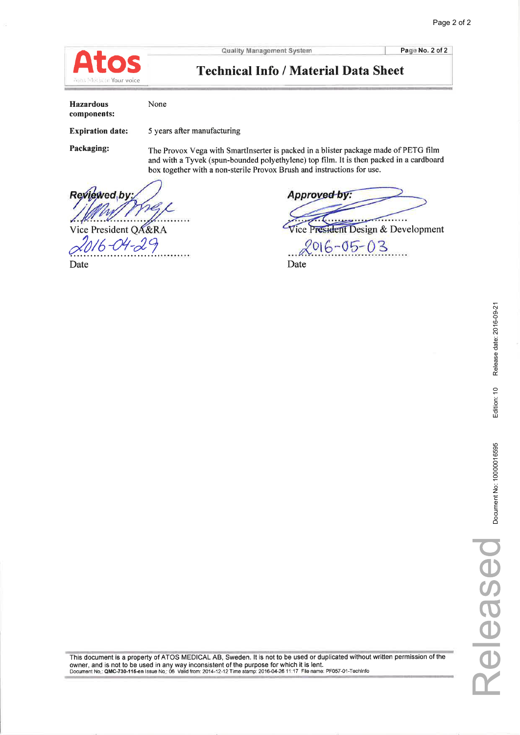**Atos** Your voice

Quality Management System

# Technical Info / Material Data Sheet

| | |
|---|---|
| **Hazardous components:** | None |
| **Expiration date:** | 5 years after manufacturing |
| **Packaging:** | The Provox Vega with SmartInserter is packed in a blister package made of PETG film and with a Tyvek (spun-bounded polyethylene) top film. It is then packed in a cardboard box together with a non-sterile Provox Brush and instructions for use. |

| | |
|---|---|
| ***Reviewed by:*** | ***Approved by:*** |
| Vice President QA&RA | Vice President Design & Development |
| 2016-04-29 | 2016-05-03 |
| Date | Date |

This document is a property of ATOS MEDICAL AB, Sweden. It is not to be used or duplicated without written permission of the owner, and is not to be used in any way inconsistent of the purpose for which it is lent.
Document No.: **QMC-730-115-en** Issue No.: 06 Valid from: 2014-12-12 Time stamp: 2016-04-26 11:17 File name: PF057-01-TechInfo

Document No: 1000016595 Edition: 10 Release date: 2016-09-21

Released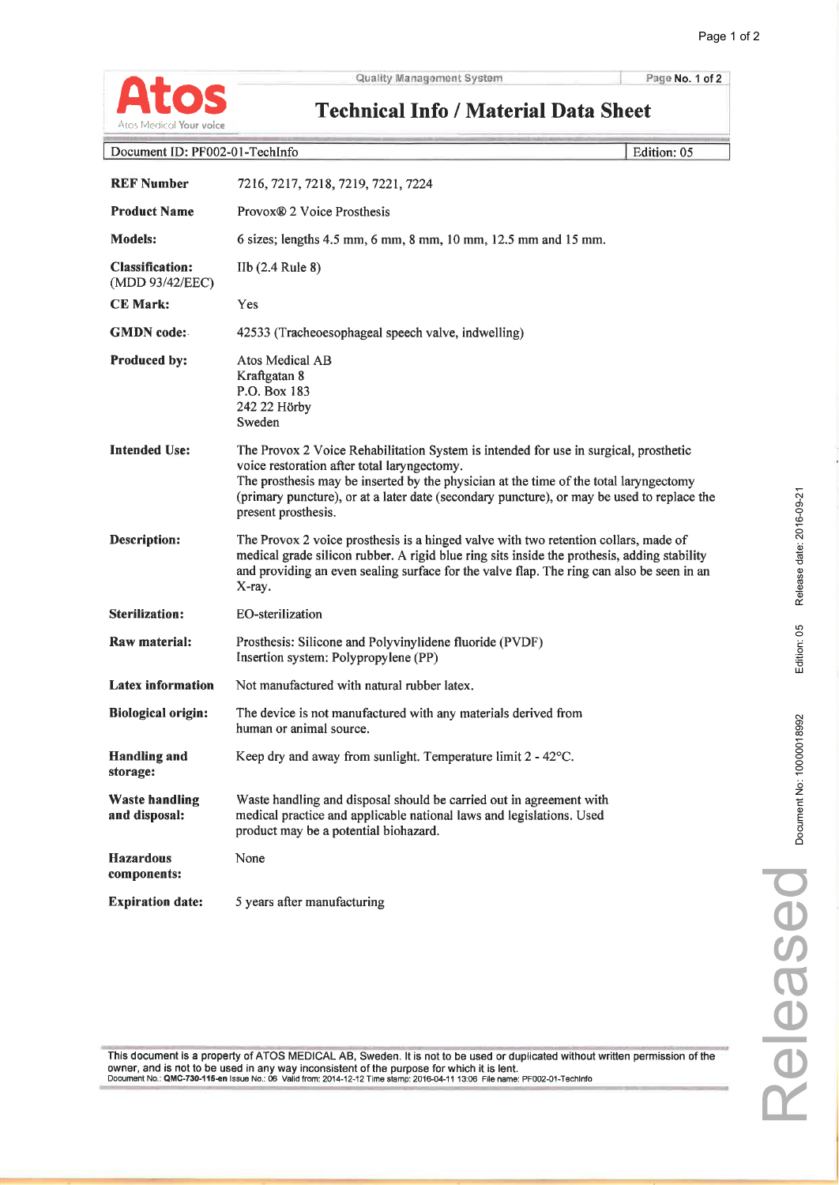# Technical Info / Material Data Sheet

Quality Management System

| Document ID: PF002-01-TechInfo | Edition: 05 |
|---|---|

| | |
|---|---|
| **REF Number** | 7216, 7217, 7218, 7219, 7221, 7224 |
| **Product Name** | Provox® 2 Voice Prosthesis |
| **Models:** | 6 sizes; lengths 4.5 mm, 6 mm, 8 mm, 10 mm, 12.5 mm and 15 mm. |
| **Classification:** (MDD 93/42/EEC) | IIb (2.4 Rule 8) |
| **CE Mark:** | Yes |
| **GMDN code:** | 42533 (Tracheoesophageal speech valve, indwelling) |
| **Produced by:** | Atos Medical AB<br>Kraftgatan 8<br>P.O. Box 183<br>242 22 Hörby<br>Sweden |
| **Intended Use:** | The Provox 2 Voice Rehabilitation System is intended for use in surgical, prosthetic voice restoration after total laryngectomy.<br>The prosthesis may be inserted by the physician at the time of the total laryngectomy (primary puncture), or at a later date (secondary puncture), or may be used to replace the present prosthesis. |
| **Description:** | The Provox 2 voice prosthesis is a hinged valve with two retention collars, made of medical grade silicon rubber. A rigid blue ring sits inside the prothesis, adding stability and providing an even sealing surface for the valve flap. The ring can also be seen in an X-ray. |
| **Sterilization:** | EO-sterilization |
| **Raw material:** | Prosthesis: Silicone and Polyvinylidene fluoride (PVDF)<br>Insertion system: Polypropylene (PP) |
| **Latex information** | Not manufactured with natural rubber latex. |
| **Biological origin:** | The device is not manufactured with any materials derived from human or animal source. |
| **Handling and storage:** | Keep dry and away from sunlight. Temperature limit 2 - 42°C. |
| **Waste handling and disposal:** | Waste handling and disposal should be carried out in agreement with medical practice and applicable national laws and legislations. Used product may be a potential biohazard. |
| **Hazardous components:** | None |
| **Expiration date:** | 5 years after manufacturing |

This document is a property of ATOS MEDICAL AB, Sweden. It is not to be used or duplicated without written permission of the owner, and is not to be used in any way inconsistent of the purpose for which it is lent.
Document No.: **QMC-730-115-en** Issue No.: 06 Valid from: 2014-12-12 Time stamp: 2016-04-11 13:06 File name: PF002-01-TechInfo

Document No: 10000018992 Edition: 05 Release date: 2016-09-21

Released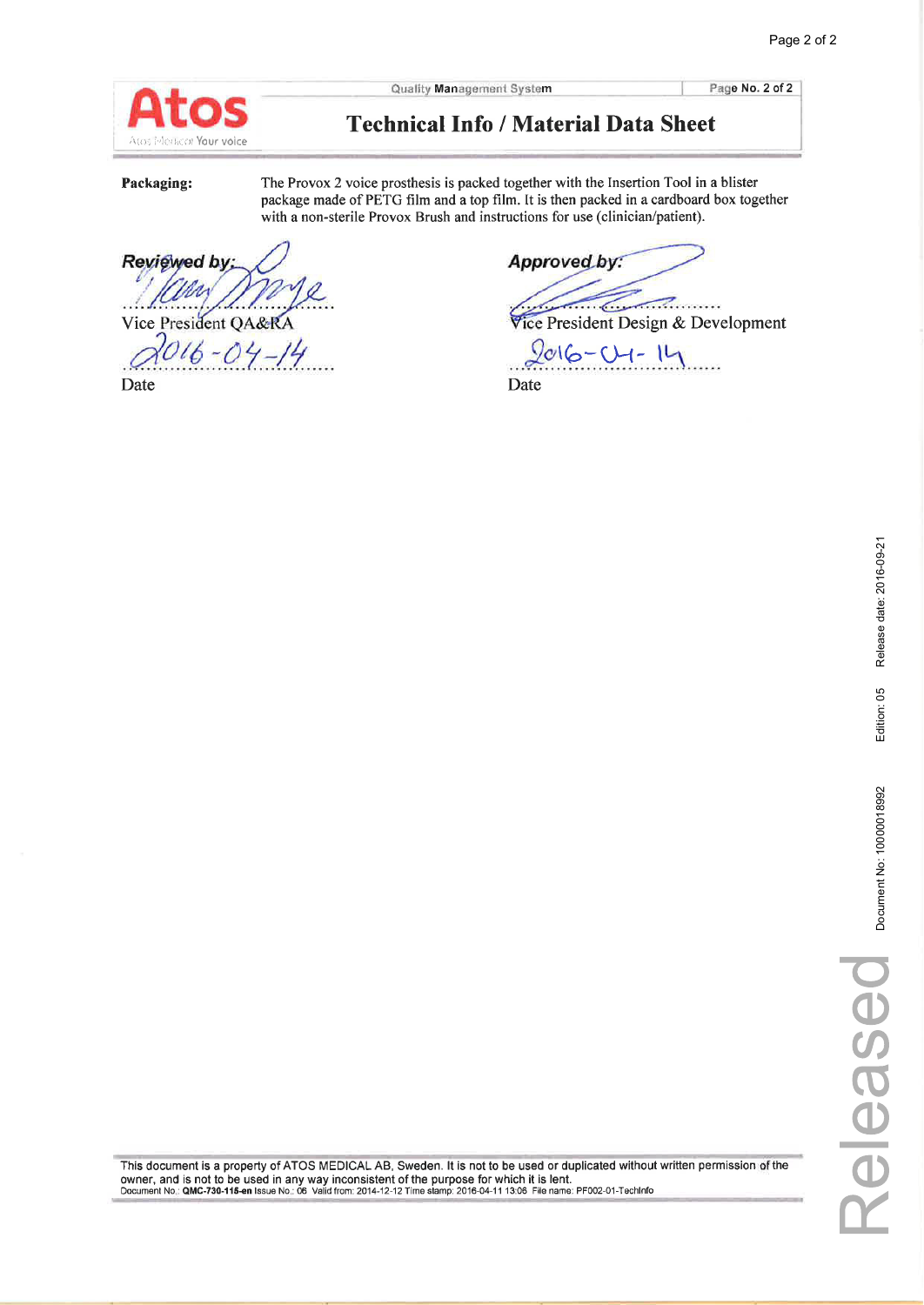# Technical Info / Material Data Sheet

**Packaging:** The Provox 2 voice prosthesis is packed together with the Insertion Tool in a blister package made of PETG film and a top film. It is then packed in a cardboard box together with a non-sterile Provox Brush and instructions for use (clinician/patient).

**Reviewed by:**

Vice President QA&RA

2016-04-14

Date

**Approved by:**

Vice President Design & Development

2016-04-14

Date

This document is a property of ATOS MEDICAL AB, Sweden. It is not to be used or duplicated without written permission of the owner, and is not to be used in any way inconsistent of the purpose for which it is lent.

Document No.: **QMC-730-115-en** Issue No.: 06 Valid from: 2014-12-12 Time stamp: 2016-04-11 13:06 File name: PF002-01-TechInfo

Document No: 10000018992 Edition: 05 Release date: 2016-09-21

Released